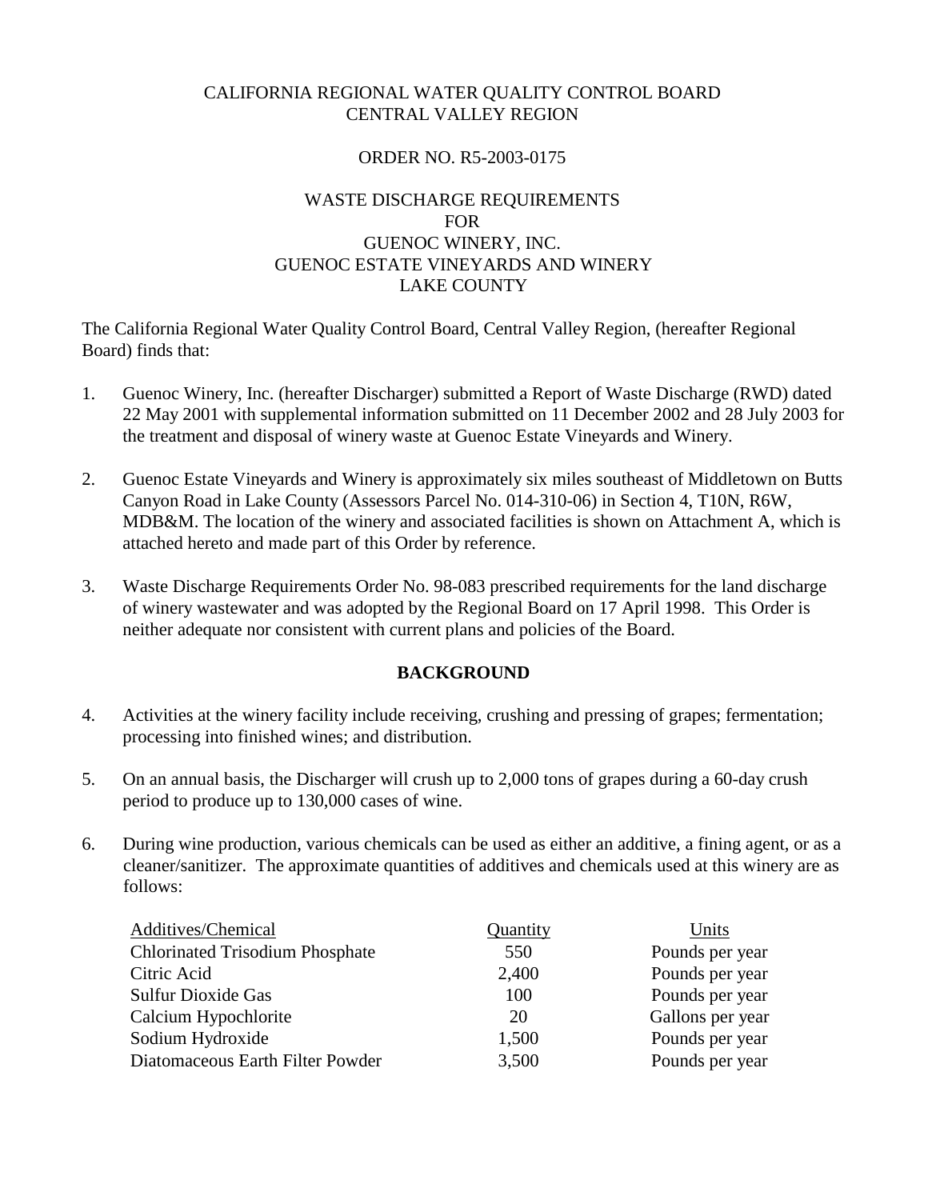CALIFORNIA REGIONAL WATER QUALITY CONTROL BOARD
CENTRAL VALLEY REGION

ORDER NO. R5-2003-0175

WASTE DISCHARGE REQUIREMENTS
FOR
GUENOC WINERY, INC.
GUENOC ESTATE VINEYARDS AND WINERY
LAKE COUNTY

The California Regional Water Quality Control Board, Central Valley Region, (hereafter Regional Board) finds that:

1. Guenoc Winery, Inc. (hereafter Discharger) submitted a Report of Waste Discharge (RWD) dated 22 May 2001 with supplemental information submitted on 11 December 2002 and 28 July 2003 for the treatment and disposal of winery waste at Guenoc Estate Vineyards and Winery.

2. Guenoc Estate Vineyards and Winery is approximately six miles southeast of Middletown on Butts Canyon Road in Lake County (Assessors Parcel No. 014-310-06) in Section 4, T10N, R6W, MDB&M. The location of the winery and associated facilities is shown on Attachment A, which is attached hereto and made part of this Order by reference.

3. Waste Discharge Requirements Order No. 98-083 prescribed requirements for the land discharge of winery wastewater and was adopted by the Regional Board on 17 April 1998. This Order is neither adequate nor consistent with current plans and policies of the Board.

## BACKGROUND

4. Activities at the winery facility include receiving, crushing and pressing of grapes; fermentation; processing into finished wines; and distribution.

5. On an annual basis, the Discharger will crush up to 2,000 tons of grapes during a 60-day crush period to produce up to 130,000 cases of wine.

6. During wine production, various chemicals can be used as either an additive, a fining agent, or as a cleaner/sanitizer. The approximate quantities of additives and chemicals used at this winery are as follows:

| Additives/Chemical | Quantity | Units |
|---|---|---|
| Chlorinated Trisodium Phosphate | 550 | Pounds per year |
| Citric Acid | 2,400 | Pounds per year |
| Sulfur Dioxide Gas | 100 | Pounds per year |
| Calcium Hypochlorite | 20 | Gallons per year |
| Sodium Hydroxide | 1,500 | Pounds per year |
| Diatomaceous Earth Filter Powder | 3,500 | Pounds per year |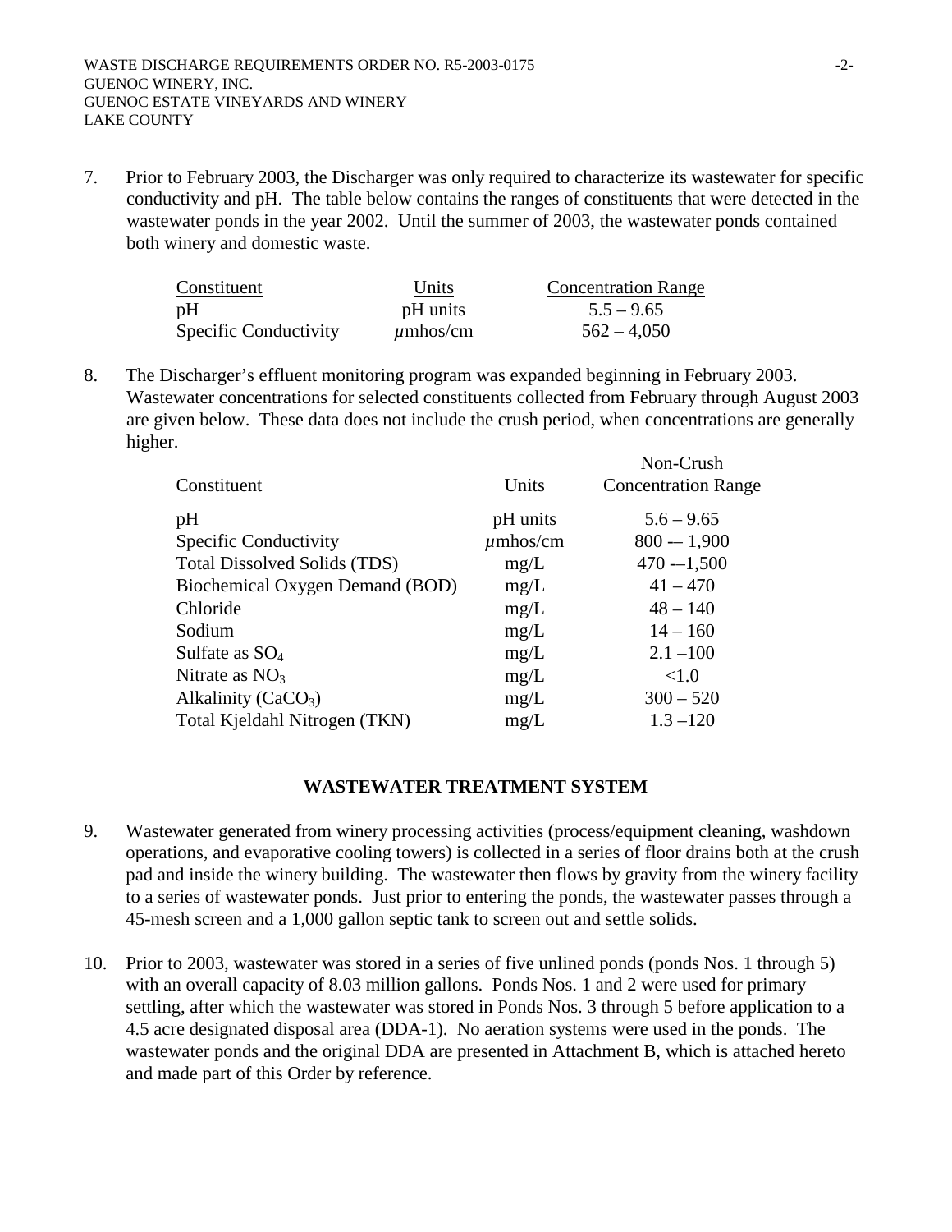7. Prior to February 2003, the Discharger was only required to characterize its wastewater for specific conductivity and pH. The table below contains the ranges of constituents that were detected in the wastewater ponds in the year 2002. Until the summer of 2003, the wastewater ponds contained both winery and domestic waste.

| Constituent | Units | Concentration Range |
|---|---|---|
| pH | pH units | 5.5 – 9.65 |
| Specific Conductivity | $\mu$mhos/cm | 562 – 4,050 |

8. The Discharger's effluent monitoring program was expanded beginning in February 2003. Wastewater concentrations for selected constituents collected from February through August 2003 are given below. These data does not include the crush period, when concentrations are generally higher.

| Constituent | Units | Non-Crush Concentration Range |
|---|---|---|
| pH | pH units | 5.6 – 9.65 |
| Specific Conductivity | $\mu$mhos/cm | 800 -– 1,900 |
| Total Dissolved Solids (TDS) | mg/L | 470 -–1,500 |
| Biochemical Oxygen Demand (BOD) | mg/L | 41 – 470 |
| Chloride | mg/L | 48 – 140 |
| Sodium | mg/L | 14 – 160 |
| Sulfate as $SO_4$ | mg/L | 2.1 –100 |
| Nitrate as $NO_3$ | mg/L | <1.0 |
| Alkalinity ($CaCO_3$) | mg/L | 300 – 520 |
| Total Kjeldahl Nitrogen (TKN) | mg/L | 1.3 –120 |

## WASTEWATER TREATMENT SYSTEM

9. Wastewater generated from winery processing activities (process/equipment cleaning, washdown operations, and evaporative cooling towers) is collected in a series of floor drains both at the crush pad and inside the winery building. The wastewater then flows by gravity from the winery facility to a series of wastewater ponds. Just prior to entering the ponds, the wastewater passes through a 45-mesh screen and a 1,000 gallon septic tank to screen out and settle solids.

10. Prior to 2003, wastewater was stored in a series of five unlined ponds (ponds Nos. 1 through 5) with an overall capacity of 8.03 million gallons. Ponds Nos. 1 and 2 were used for primary settling, after which the wastewater was stored in Ponds Nos. 3 through 5 before application to a 4.5 acre designated disposal area (DDA-1). No aeration systems were used in the ponds. The wastewater ponds and the original DDA are presented in Attachment B, which is attached hereto and made part of this Order by reference.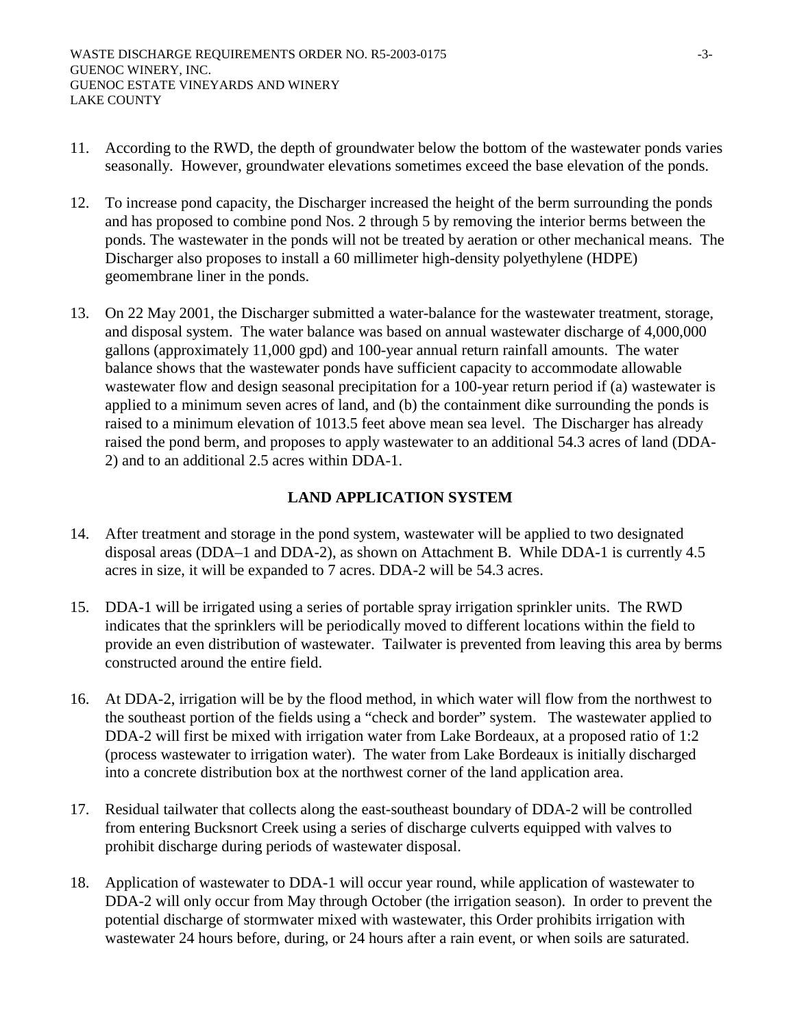11. According to the RWD, the depth of groundwater below the bottom of the wastewater ponds varies seasonally. However, groundwater elevations sometimes exceed the base elevation of the ponds.

12. To increase pond capacity, the Discharger increased the height of the berm surrounding the ponds and has proposed to combine pond Nos. 2 through 5 by removing the interior berms between the ponds. The wastewater in the ponds will not be treated by aeration or other mechanical means. The Discharger also proposes to install a 60 millimeter high-density polyethylene (HDPE) geomembrane liner in the ponds.

13. On 22 May 2001, the Discharger submitted a water-balance for the wastewater treatment, storage, and disposal system. The water balance was based on annual wastewater discharge of 4,000,000 gallons (approximately 11,000 gpd) and 100-year annual return rainfall amounts. The water balance shows that the wastewater ponds have sufficient capacity to accommodate allowable wastewater flow and design seasonal precipitation for a 100-year return period if (a) wastewater is applied to a minimum seven acres of land, and (b) the containment dike surrounding the ponds is raised to a minimum elevation of 1013.5 feet above mean sea level. The Discharger has already raised the pond berm, and proposes to apply wastewater to an additional 54.3 acres of land (DDA-2) and to an additional 2.5 acres within DDA-1.

## LAND APPLICATION SYSTEM

14. After treatment and storage in the pond system, wastewater will be applied to two designated disposal areas (DDA–1 and DDA-2), as shown on Attachment B. While DDA-1 is currently 4.5 acres in size, it will be expanded to 7 acres. DDA-2 will be 54.3 acres.

15. DDA-1 will be irrigated using a series of portable spray irrigation sprinkler units. The RWD indicates that the sprinklers will be periodically moved to different locations within the field to provide an even distribution of wastewater. Tailwater is prevented from leaving this area by berms constructed around the entire field.

16. At DDA-2, irrigation will be by the flood method, in which water will flow from the northwest to the southeast portion of the fields using a "check and border" system. The wastewater applied to DDA-2 will first be mixed with irrigation water from Lake Bordeaux, at a proposed ratio of 1:2 (process wastewater to irrigation water). The water from Lake Bordeaux is initially discharged into a concrete distribution box at the northwest corner of the land application area.

17. Residual tailwater that collects along the east-southeast boundary of DDA-2 will be controlled from entering Bucksnort Creek using a series of discharge culverts equipped with valves to prohibit discharge during periods of wastewater disposal.

18. Application of wastewater to DDA-1 will occur year round, while application of wastewater to DDA-2 will only occur from May through October (the irrigation season). In order to prevent the potential discharge of stormwater mixed with wastewater, this Order prohibits irrigation with wastewater 24 hours before, during, or 24 hours after a rain event, or when soils are saturated.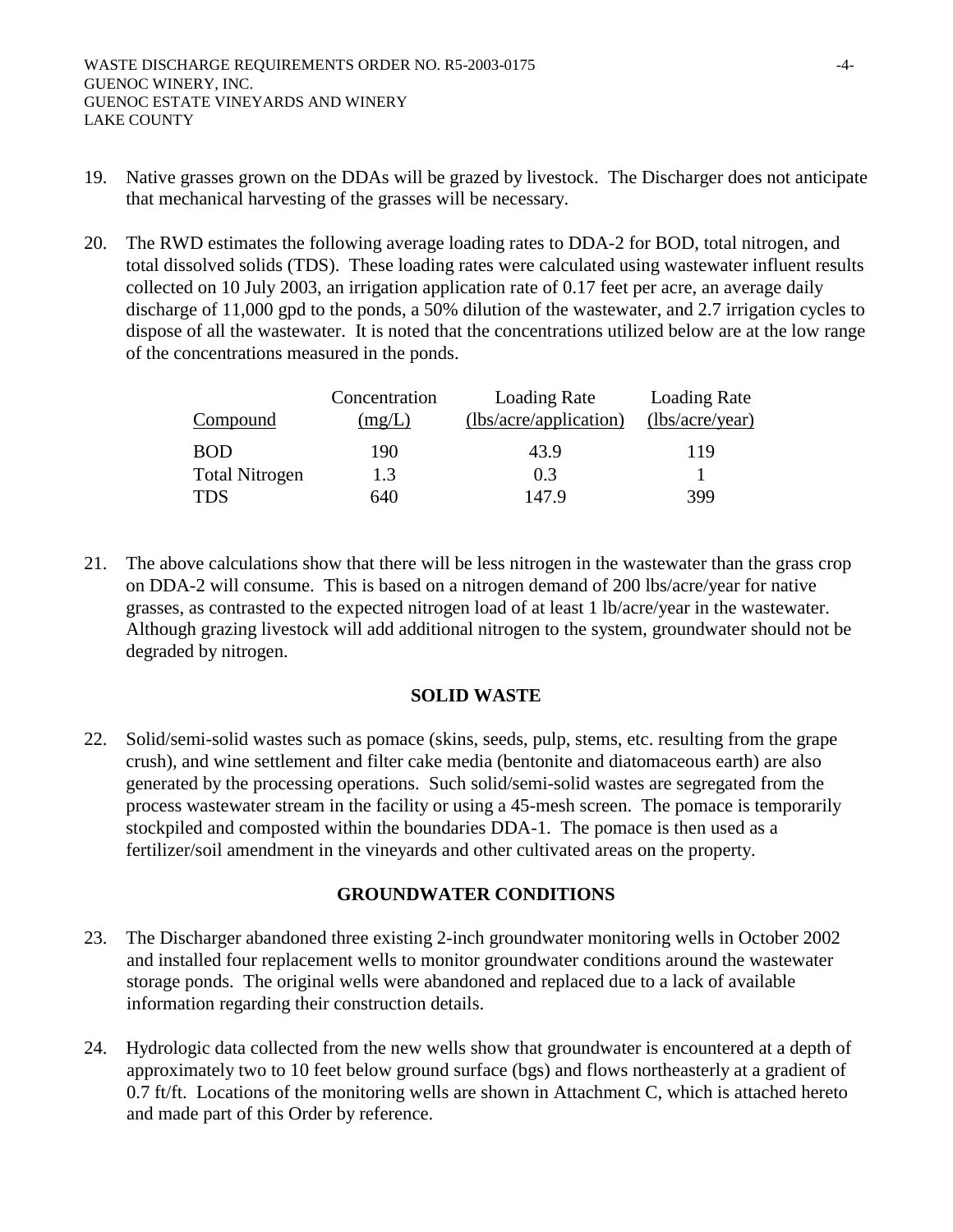19. Native grasses grown on the DDAs will be grazed by livestock. The Discharger does not anticipate that mechanical harvesting of the grasses will be necessary.

20. The RWD estimates the following average loading rates to DDA-2 for BOD, total nitrogen, and total dissolved solids (TDS). These loading rates were calculated using wastewater influent results collected on 10 July 2003, an irrigation application rate of 0.17 feet per acre, an average daily discharge of 11,000 gpd to the ponds, a 50% dilution of the wastewater, and 2.7 irrigation cycles to dispose of all the wastewater. It is noted that the concentrations utilized below are at the low range of the concentrations measured in the ponds.

| Compound | Concentration (mg/L) | Loading Rate (lbs/acre/application) | Loading Rate (lbs/acre/year) |
|---|---|---|---|
| BOD | 190 | 43.9 | 119 |
| Total Nitrogen | 1.3 | 0.3 | 1 |
| TDS | 640 | 147.9 | 399 |

21. The above calculations show that there will be less nitrogen in the wastewater than the grass crop on DDA-2 will consume. This is based on a nitrogen demand of 200 lbs/acre/year for native grasses, as contrasted to the expected nitrogen load of at least 1 lb/acre/year in the wastewater. Although grazing livestock will add additional nitrogen to the system, groundwater should not be degraded by nitrogen.

## SOLID WASTE

22. Solid/semi-solid wastes such as pomace (skins, seeds, pulp, stems, etc. resulting from the grape crush), and wine settlement and filter cake media (bentonite and diatomaceous earth) are also generated by the processing operations. Such solid/semi-solid wastes are segregated from the process wastewater stream in the facility or using a 45-mesh screen. The pomace is temporarily stockpiled and composted within the boundaries DDA-1. The pomace is then used as a fertilizer/soil amendment in the vineyards and other cultivated areas on the property.

## GROUNDWATER CONDITIONS

23. The Discharger abandoned three existing 2-inch groundwater monitoring wells in October 2002 and installed four replacement wells to monitor groundwater conditions around the wastewater storage ponds. The original wells were abandoned and replaced due to a lack of available information regarding their construction details.

24. Hydrologic data collected from the new wells show that groundwater is encountered at a depth of approximately two to 10 feet below ground surface (bgs) and flows northeasterly at a gradient of 0.7 ft/ft. Locations of the monitoring wells are shown in Attachment C, which is attached hereto and made part of this Order by reference.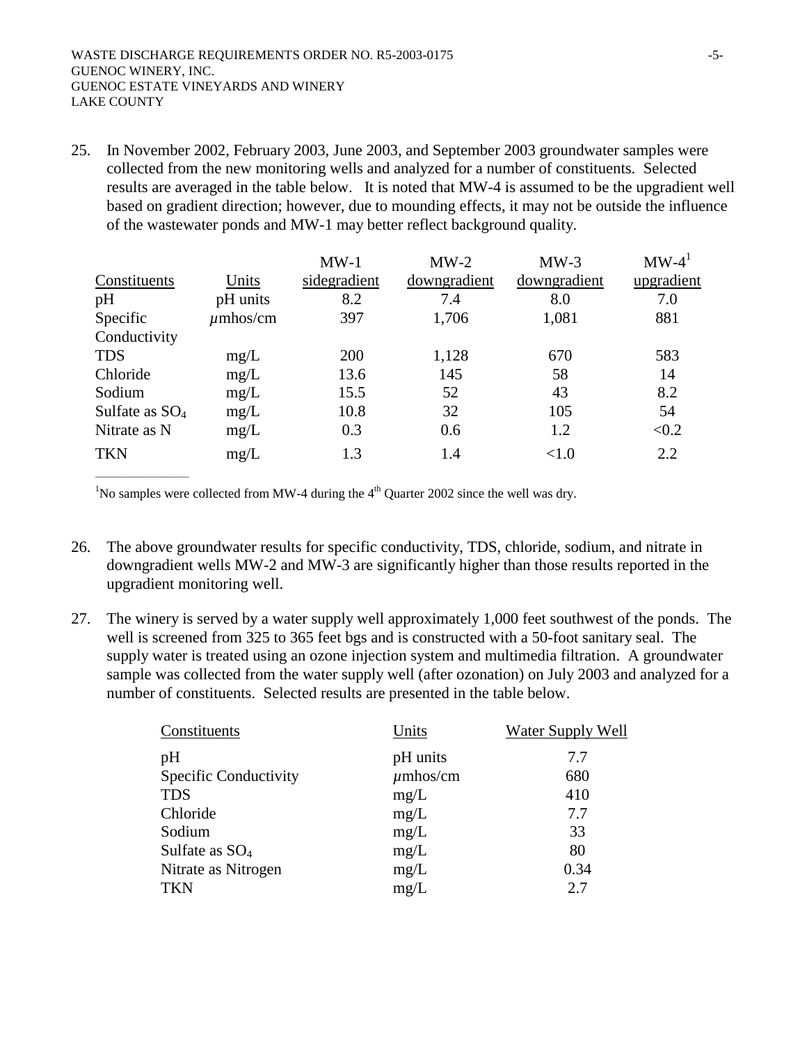25. In November 2002, February 2003, June 2003, and September 2003 groundwater samples were collected from the new monitoring wells and analyzed for a number of constituents. Selected results are averaged in the table below. It is noted that MW-4 is assumed to be the upgradient well based on gradient direction; however, due to mounding effects, it may not be outside the influence of the wastewater ponds and MW-1 may better reflect background quality.

| Constituents | Units | MW-1 sidegradient | MW-2 downgradient | MW-3 downgradient | MW-4[1] upgradient |
|---|---|---|---|---|---|
| pH | pH units | 8.2 | 7.4 | 8.0 | 7.0 |
| Specific Conductivity | $\mu$mhos/cm | 397 | 1,706 | 1,081 | 881 |
| TDS | mg/L | 200 | 1,128 | 670 | 583 |
| Chloride | mg/L | 13.6 | 145 | 58 | 14 |
| Sodium | mg/L | 15.5 | 52 | 43 | 8.2 |
| Sulfate as $SO_4$ | mg/L | 10.8 | 32 | 105 | 54 |
| Nitrate as N | mg/L | 0.3 | 0.6 | 1.2 | <0.2 |
| TKN | mg/L | 1.3 | 1.4 | <1.0 | 2.2 |

[1]No samples were collected from MW-4 during the 4th Quarter 2002 since the well was dry.

26. The above groundwater results for specific conductivity, TDS, chloride, sodium, and nitrate in downgradient wells MW-2 and MW-3 are significantly higher than those results reported in the upgradient monitoring well.

27. The winery is served by a water supply well approximately 1,000 feet southwest of the ponds. The well is screened from 325 to 365 feet bgs and is constructed with a 50-foot sanitary seal. The supply water is treated using an ozone injection system and multimedia filtration. A groundwater sample was collected from the water supply well (after ozonation) on July 2003 and analyzed for a number of constituents. Selected results are presented in the table below.

| Constituents | Units | Water Supply Well |
|---|---|---|
| pH | pH units | 7.7 |
| Specific Conductivity | $\mu$mhos/cm | 680 |
| TDS | mg/L | 410 |
| Chloride | mg/L | 7.7 |
| Sodium | mg/L | 33 |
| Sulfate as $SO_4$ | mg/L | 80 |
| Nitrate as Nitrogen | mg/L | 0.34 |
| TKN | mg/L | 2.7 |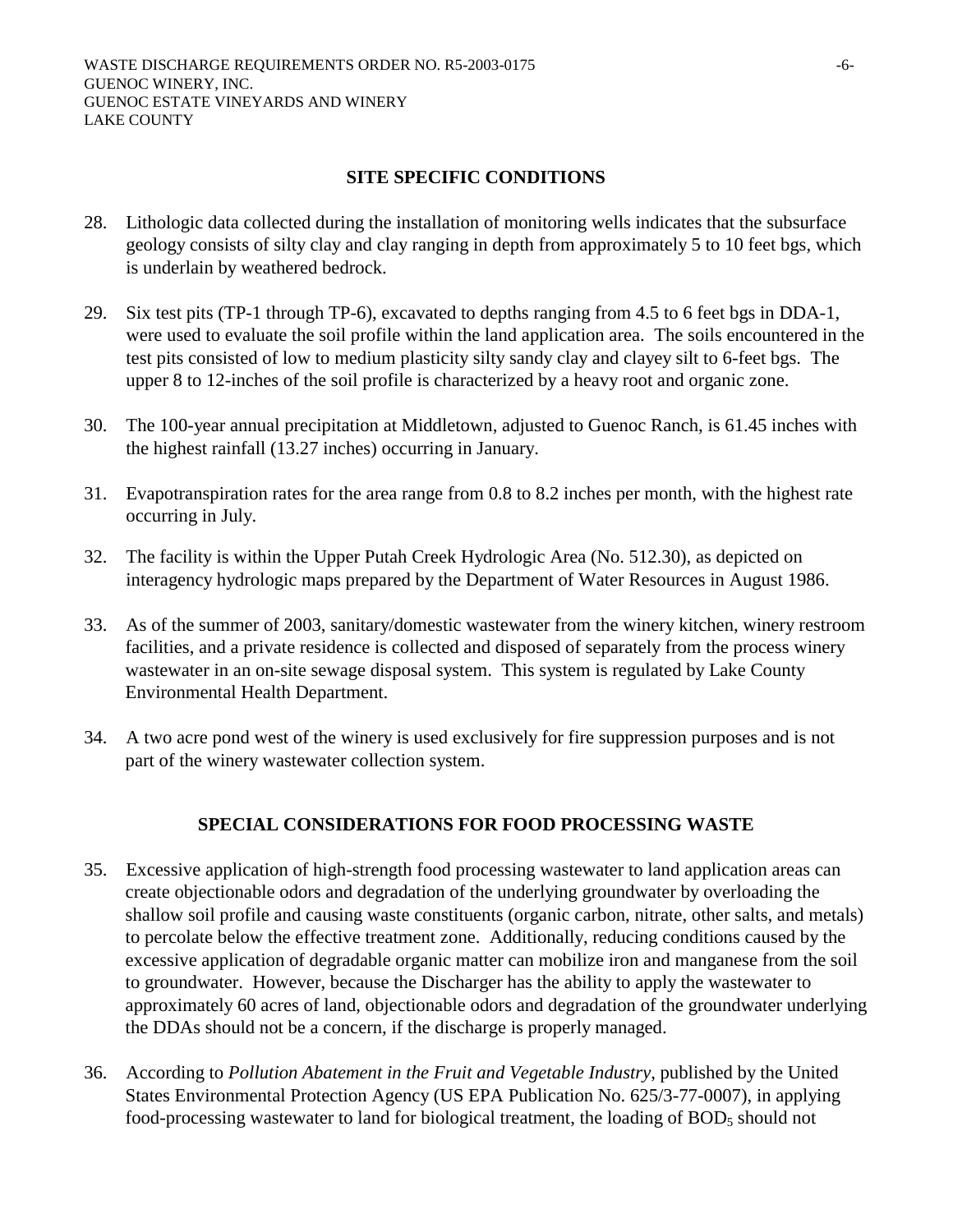## SITE SPECIFIC CONDITIONS

28. Lithologic data collected during the installation of monitoring wells indicates that the subsurface geology consists of silty clay and clay ranging in depth from approximately 5 to 10 feet bgs, which is underlain by weathered bedrock.

29. Six test pits (TP-1 through TP-6), excavated to depths ranging from 4.5 to 6 feet bgs in DDA-1, were used to evaluate the soil profile within the land application area. The soils encountered in the test pits consisted of low to medium plasticity silty sandy clay and clayey silt to 6-feet bgs. The upper 8 to 12-inches of the soil profile is characterized by a heavy root and organic zone.

30. The 100-year annual precipitation at Middletown, adjusted to Guenoc Ranch, is 61.45 inches with the highest rainfall (13.27 inches) occurring in January.

31. Evapotranspiration rates for the area range from 0.8 to 8.2 inches per month, with the highest rate occurring in July.

32. The facility is within the Upper Putah Creek Hydrologic Area (No. 512.30), as depicted on interagency hydrologic maps prepared by the Department of Water Resources in August 1986.

33. As of the summer of 2003, sanitary/domestic wastewater from the winery kitchen, winery restroom facilities, and a private residence is collected and disposed of separately from the process winery wastewater in an on-site sewage disposal system. This system is regulated by Lake County Environmental Health Department.

34. A two acre pond west of the winery is used exclusively for fire suppression purposes and is not part of the winery wastewater collection system.

## SPECIAL CONSIDERATIONS FOR FOOD PROCESSING WASTE

35. Excessive application of high-strength food processing wastewater to land application areas can create objectionable odors and degradation of the underlying groundwater by overloading the shallow soil profile and causing waste constituents (organic carbon, nitrate, other salts, and metals) to percolate below the effective treatment zone. Additionally, reducing conditions caused by the excessive application of degradable organic matter can mobilize iron and manganese from the soil to groundwater. However, because the Discharger has the ability to apply the wastewater to approximately 60 acres of land, objectionable odors and degradation of the groundwater underlying the DDAs should not be a concern, if the discharge is properly managed.

36. According to *Pollution Abatement in the Fruit and Vegetable Industry*, published by the United States Environmental Protection Agency (US EPA Publication No. 625/3-77-0007), in applying food-processing wastewater to land for biological treatment, the loading of $BOD_5$ should not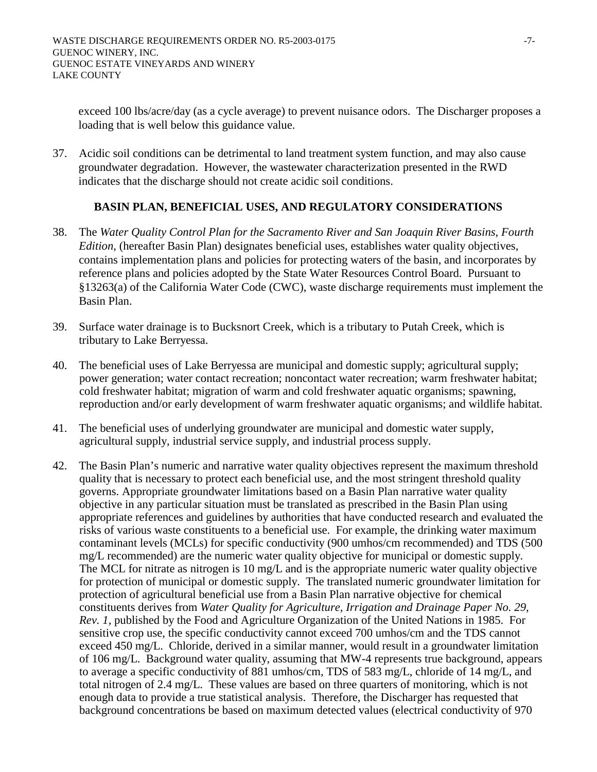exceed 100 lbs/acre/day (as a cycle average) to prevent nuisance odors. The Discharger proposes a loading that is well below this guidance value.

37. Acidic soil conditions can be detrimental to land treatment system function, and may also cause groundwater degradation. However, the wastewater characterization presented in the RWD indicates that the discharge should not create acidic soil conditions.

## BASIN PLAN, BENEFICIAL USES, AND REGULATORY CONSIDERATIONS

38. The *Water Quality Control Plan for the Sacramento River and San Joaquin River Basins, Fourth Edition*, (hereafter Basin Plan) designates beneficial uses, establishes water quality objectives, contains implementation plans and policies for protecting waters of the basin, and incorporates by reference plans and policies adopted by the State Water Resources Control Board. Pursuant to §13263(a) of the California Water Code (CWC), waste discharge requirements must implement the Basin Plan.

39. Surface water drainage is to Bucksnort Creek, which is a tributary to Putah Creek, which is tributary to Lake Berryessa.

40. The beneficial uses of Lake Berryessa are municipal and domestic supply; agricultural supply; power generation; water contact recreation; noncontact water recreation; warm freshwater habitat; cold freshwater habitat; migration of warm and cold freshwater aquatic organisms; spawning, reproduction and/or early development of warm freshwater aquatic organisms; and wildlife habitat.

41. The beneficial uses of underlying groundwater are municipal and domestic water supply, agricultural supply, industrial service supply, and industrial process supply.

42. The Basin Plan's numeric and narrative water quality objectives represent the maximum threshold quality that is necessary to protect each beneficial use, and the most stringent threshold quality governs. Appropriate groundwater limitations based on a Basin Plan narrative water quality objective in any particular situation must be translated as prescribed in the Basin Plan using appropriate references and guidelines by authorities that have conducted research and evaluated the risks of various waste constituents to a beneficial use. For example, the drinking water maximum contaminant levels (MCLs) for specific conductivity (900 umhos/cm recommended) and TDS (500 mg/L recommended) are the numeric water quality objective for municipal or domestic supply. The MCL for nitrate as nitrogen is 10 mg/L and is the appropriate numeric water quality objective for protection of municipal or domestic supply. The translated numeric groundwater limitation for protection of agricultural beneficial use from a Basin Plan narrative objective for chemical constituents derives from *Water Quality for Agriculture, Irrigation and Drainage Paper No. 29, Rev. 1,* published by the Food and Agriculture Organization of the United Nations in 1985. For sensitive crop use, the specific conductivity cannot exceed 700 umhos/cm and the TDS cannot exceed 450 mg/L. Chloride, derived in a similar manner, would result in a groundwater limitation of 106 mg/L. Background water quality, assuming that MW-4 represents true background, appears to average a specific conductivity of 881 umhos/cm, TDS of 583 mg/L, chloride of 14 mg/L, and total nitrogen of 2.4 mg/L. These values are based on three quarters of monitoring, which is not enough data to provide a true statistical analysis. Therefore, the Discharger has requested that background concentrations be based on maximum detected values (electrical conductivity of 970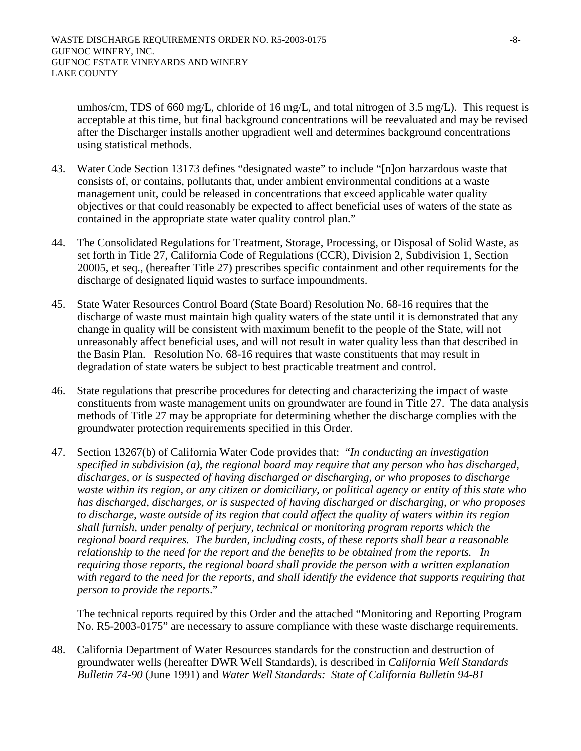umhos/cm, TDS of 660 mg/L, chloride of 16 mg/L, and total nitrogen of 3.5 mg/L). This request is acceptable at this time, but final background concentrations will be reevaluated and may be revised after the Discharger installs another upgradient well and determines background concentrations using statistical methods.

43. Water Code Section 13173 defines "designated waste" to include "[n]on harzardous waste that consists of, or contains, pollutants that, under ambient environmental conditions at a waste management unit, could be released in concentrations that exceed applicable water quality objectives or that could reasonably be expected to affect beneficial uses of waters of the state as contained in the appropriate state water quality control plan."

44. The Consolidated Regulations for Treatment, Storage, Processing, or Disposal of Solid Waste, as set forth in Title 27, California Code of Regulations (CCR), Division 2, Subdivision 1, Section 20005, et seq., (hereafter Title 27) prescribes specific containment and other requirements for the discharge of designated liquid wastes to surface impoundments.

45. State Water Resources Control Board (State Board) Resolution No. 68-16 requires that the discharge of waste must maintain high quality waters of the state until it is demonstrated that any change in quality will be consistent with maximum benefit to the people of the State, will not unreasonably affect beneficial uses, and will not result in water quality less than that described in the Basin Plan. Resolution No. 68-16 requires that waste constituents that may result in degradation of state waters be subject to best practicable treatment and control.

46. State regulations that prescribe procedures for detecting and characterizing the impact of waste constituents from waste management units on groundwater are found in Title 27. The data analysis methods of Title 27 may be appropriate for determining whether the discharge complies with the groundwater protection requirements specified in this Order.

47. Section 13267(b) of California Water Code provides that: "*In conducting an investigation specified in subdivision (a), the regional board may require that any person who has discharged, discharges, or is suspected of having discharged or discharging, or who proposes to discharge waste within its region, or any citizen or domiciliary, or political agency or entity of this state who has discharged, discharges, or is suspected of having discharged or discharging, or who proposes to discharge, waste outside of its region that could affect the quality of waters within its region shall furnish, under penalty of perjury, technical or monitoring program reports which the regional board requires. The burden, including costs, of these reports shall bear a reasonable relationship to the need for the report and the benefits to be obtained from the reports. In requiring those reports, the regional board shall provide the person with a written explanation with regard to the need for the reports, and shall identify the evidence that supports requiring that person to provide the reports*."

    The technical reports required by this Order and the attached "Monitoring and Reporting Program No. R5-2003-0175" are necessary to assure compliance with these waste discharge requirements.

48. California Department of Water Resources standards for the construction and destruction of groundwater wells (hereafter DWR Well Standards), is described in *California Well Standards Bulletin 74-90* (June 1991) and *Water Well Standards: State of California Bulletin 94-81*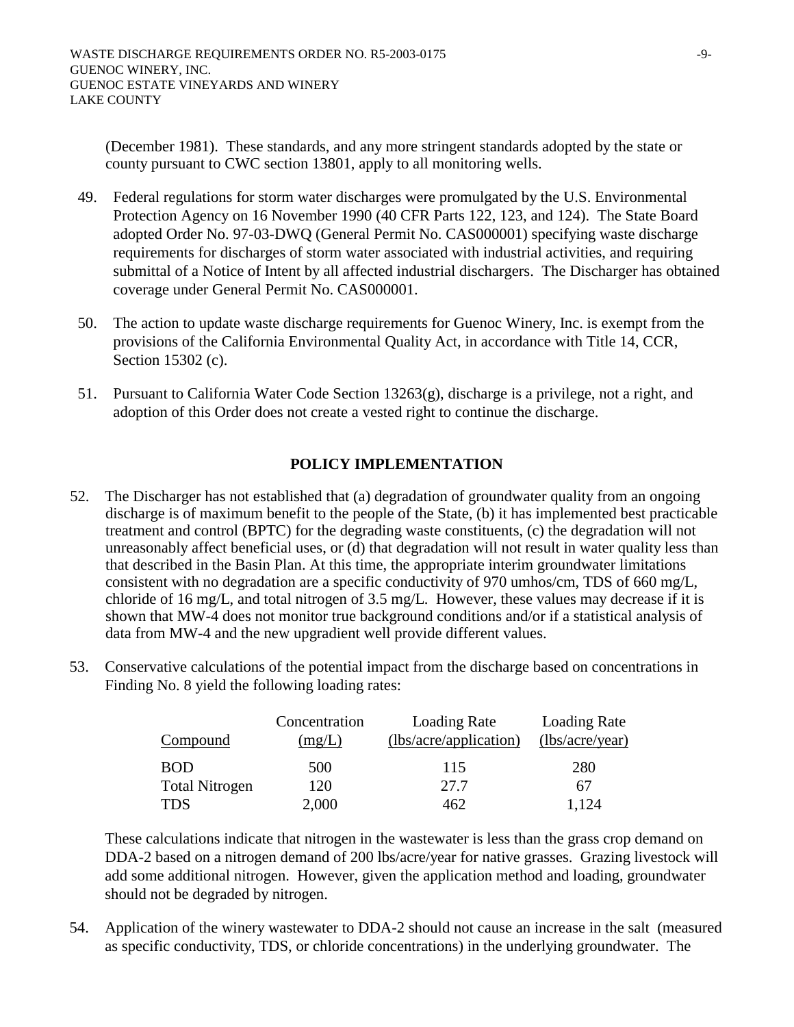(December 1981). These standards, and any more stringent standards adopted by the state or county pursuant to CWC section 13801, apply to all monitoring wells.

49. Federal regulations for storm water discharges were promulgated by the U.S. Environmental Protection Agency on 16 November 1990 (40 CFR Parts 122, 123, and 124). The State Board adopted Order No. 97-03-DWQ (General Permit No. CAS000001) specifying waste discharge requirements for discharges of storm water associated with industrial activities, and requiring submittal of a Notice of Intent by all affected industrial dischargers. The Discharger has obtained coverage under General Permit No. CAS000001.

50. The action to update waste discharge requirements for Guenoc Winery, Inc. is exempt from the provisions of the California Environmental Quality Act, in accordance with Title 14, CCR, Section 15302 (c).

51. Pursuant to California Water Code Section 13263(g), discharge is a privilege, not a right, and adoption of this Order does not create a vested right to continue the discharge.

## POLICY IMPLEMENTATION

52. The Discharger has not established that (a) degradation of groundwater quality from an ongoing discharge is of maximum benefit to the people of the State, (b) it has implemented best practicable treatment and control (BPTC) for the degrading waste constituents, (c) the degradation will not unreasonably affect beneficial uses, or (d) that degradation will not result in water quality less than that described in the Basin Plan. At this time, the appropriate interim groundwater limitations consistent with no degradation are a specific conductivity of 970 umhos/cm, TDS of 660 mg/L, chloride of 16 mg/L, and total nitrogen of 3.5 mg/L. However, these values may decrease if it is shown that MW-4 does not monitor true background conditions and/or if a statistical analysis of data from MW-4 and the new upgradient well provide different values.

53. Conservative calculations of the potential impact from the discharge based on concentrations in Finding No. 8 yield the following loading rates:

| Compound | Concentration (mg/L) | Loading Rate (lbs/acre/application) | Loading Rate (lbs/acre/year) |
|---|---|---|---|
| BOD | 500 | 115 | 280 |
| Total Nitrogen | 120 | 27.7 | 67 |
| TDS | 2,000 | 462 | 1,124 |

These calculations indicate that nitrogen in the wastewater is less than the grass crop demand on DDA-2 based on a nitrogen demand of 200 lbs/acre/year for native grasses. Grazing livestock will add some additional nitrogen. However, given the application method and loading, groundwater should not be degraded by nitrogen.

54. Application of the winery wastewater to DDA-2 should not cause an increase in the salt (measured as specific conductivity, TDS, or chloride concentrations) in the underlying groundwater. The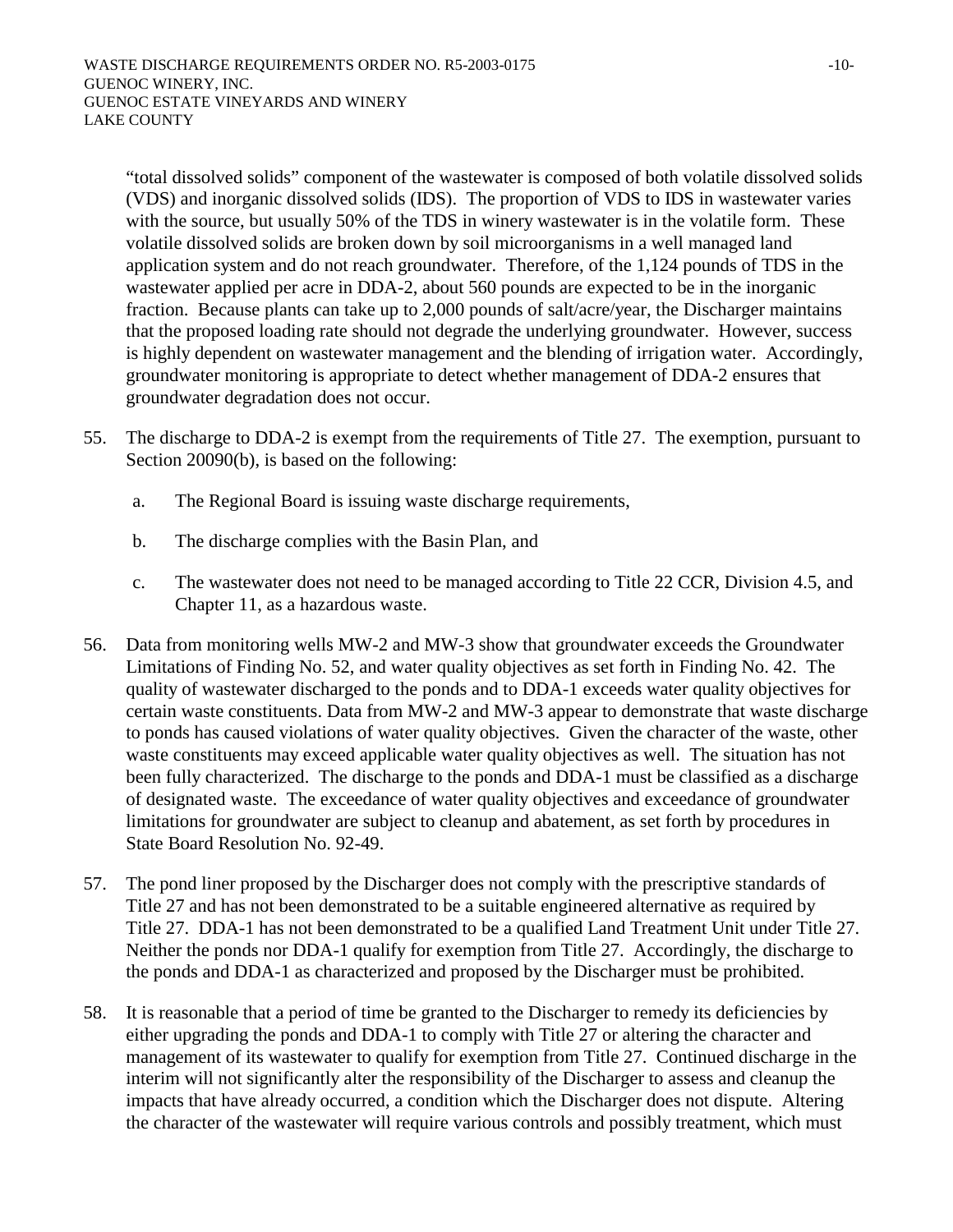"total dissolved solids" component of the wastewater is composed of both volatile dissolved solids (VDS) and inorganic dissolved solids (IDS). The proportion of VDS to IDS in wastewater varies with the source, but usually 50% of the TDS in winery wastewater is in the volatile form. These volatile dissolved solids are broken down by soil microorganisms in a well managed land application system and do not reach groundwater. Therefore, of the 1,124 pounds of TDS in the wastewater applied per acre in DDA-2, about 560 pounds are expected to be in the inorganic fraction. Because plants can take up to 2,000 pounds of salt/acre/year, the Discharger maintains that the proposed loading rate should not degrade the underlying groundwater. However, success is highly dependent on wastewater management and the blending of irrigation water. Accordingly, groundwater monitoring is appropriate to detect whether management of DDA-2 ensures that groundwater degradation does not occur.

55. The discharge to DDA-2 is exempt from the requirements of Title 27. The exemption, pursuant to Section 20090(b), is based on the following:

    a. The Regional Board is issuing waste discharge requirements,

    b. The discharge complies with the Basin Plan, and

    c. The wastewater does not need to be managed according to Title 22 CCR, Division 4.5, and Chapter 11, as a hazardous waste.

56. Data from monitoring wells MW-2 and MW-3 show that groundwater exceeds the Groundwater Limitations of Finding No. 52, and water quality objectives as set forth in Finding No. 42. The quality of wastewater discharged to the ponds and to DDA-1 exceeds water quality objectives for certain waste constituents. Data from MW-2 and MW-3 appear to demonstrate that waste discharge to ponds has caused violations of water quality objectives. Given the character of the waste, other waste constituents may exceed applicable water quality objectives as well. The situation has not been fully characterized. The discharge to the ponds and DDA-1 must be classified as a discharge of designated waste. The exceedance of water quality objectives and exceedance of groundwater limitations for groundwater are subject to cleanup and abatement, as set forth by procedures in State Board Resolution No. 92-49.

57. The pond liner proposed by the Discharger does not comply with the prescriptive standards of Title 27 and has not been demonstrated to be a suitable engineered alternative as required by Title 27. DDA-1 has not been demonstrated to be a qualified Land Treatment Unit under Title 27. Neither the ponds nor DDA-1 qualify for exemption from Title 27. Accordingly, the discharge to the ponds and DDA-1 as characterized and proposed by the Discharger must be prohibited.

58. It is reasonable that a period of time be granted to the Discharger to remedy its deficiencies by either upgrading the ponds and DDA-1 to comply with Title 27 or altering the character and management of its wastewater to qualify for exemption from Title 27. Continued discharge in the interim will not significantly alter the responsibility of the Discharger to assess and cleanup the impacts that have already occurred, a condition which the Discharger does not dispute. Altering the character of the wastewater will require various controls and possibly treatment, which must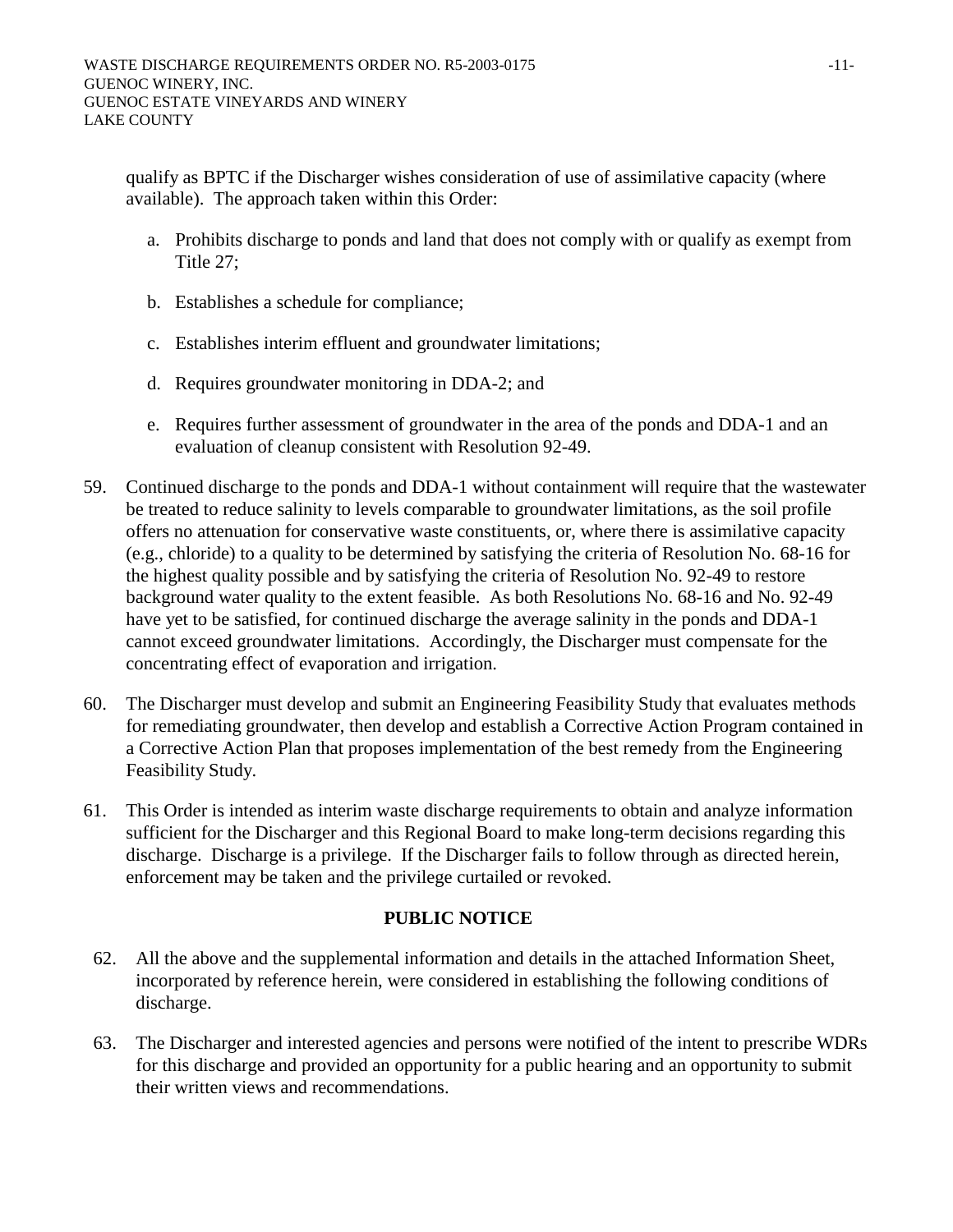qualify as BPTC if the Discharger wishes consideration of use of assimilative capacity (where available). The approach taken within this Order:

a. Prohibits discharge to ponds and land that does not comply with or qualify as exempt from Title 27;

b. Establishes a schedule for compliance;

c. Establishes interim effluent and groundwater limitations;

d. Requires groundwater monitoring in DDA-2; and

e. Requires further assessment of groundwater in the area of the ponds and DDA-1 and an evaluation of cleanup consistent with Resolution 92-49.

59. Continued discharge to the ponds and DDA-1 without containment will require that the wastewater be treated to reduce salinity to levels comparable to groundwater limitations, as the soil profile offers no attenuation for conservative waste constituents, or, where there is assimilative capacity (e.g., chloride) to a quality to be determined by satisfying the criteria of Resolution No. 68-16 for the highest quality possible and by satisfying the criteria of Resolution No. 92-49 to restore background water quality to the extent feasible. As both Resolutions No. 68-16 and No. 92-49 have yet to be satisfied, for continued discharge the average salinity in the ponds and DDA-1 cannot exceed groundwater limitations. Accordingly, the Discharger must compensate for the concentrating effect of evaporation and irrigation.

60. The Discharger must develop and submit an Engineering Feasibility Study that evaluates methods for remediating groundwater, then develop and establish a Corrective Action Program contained in a Corrective Action Plan that proposes implementation of the best remedy from the Engineering Feasibility Study.

61. This Order is intended as interim waste discharge requirements to obtain and analyze information sufficient for the Discharger and this Regional Board to make long-term decisions regarding this discharge. Discharge is a privilege. If the Discharger fails to follow through as directed herein, enforcement may be taken and the privilege curtailed or revoked.

## PUBLIC NOTICE

62. All the above and the supplemental information and details in the attached Information Sheet, incorporated by reference herein, were considered in establishing the following conditions of discharge.

63. The Discharger and interested agencies and persons were notified of the intent to prescribe WDRs for this discharge and provided an opportunity for a public hearing and an opportunity to submit their written views and recommendations.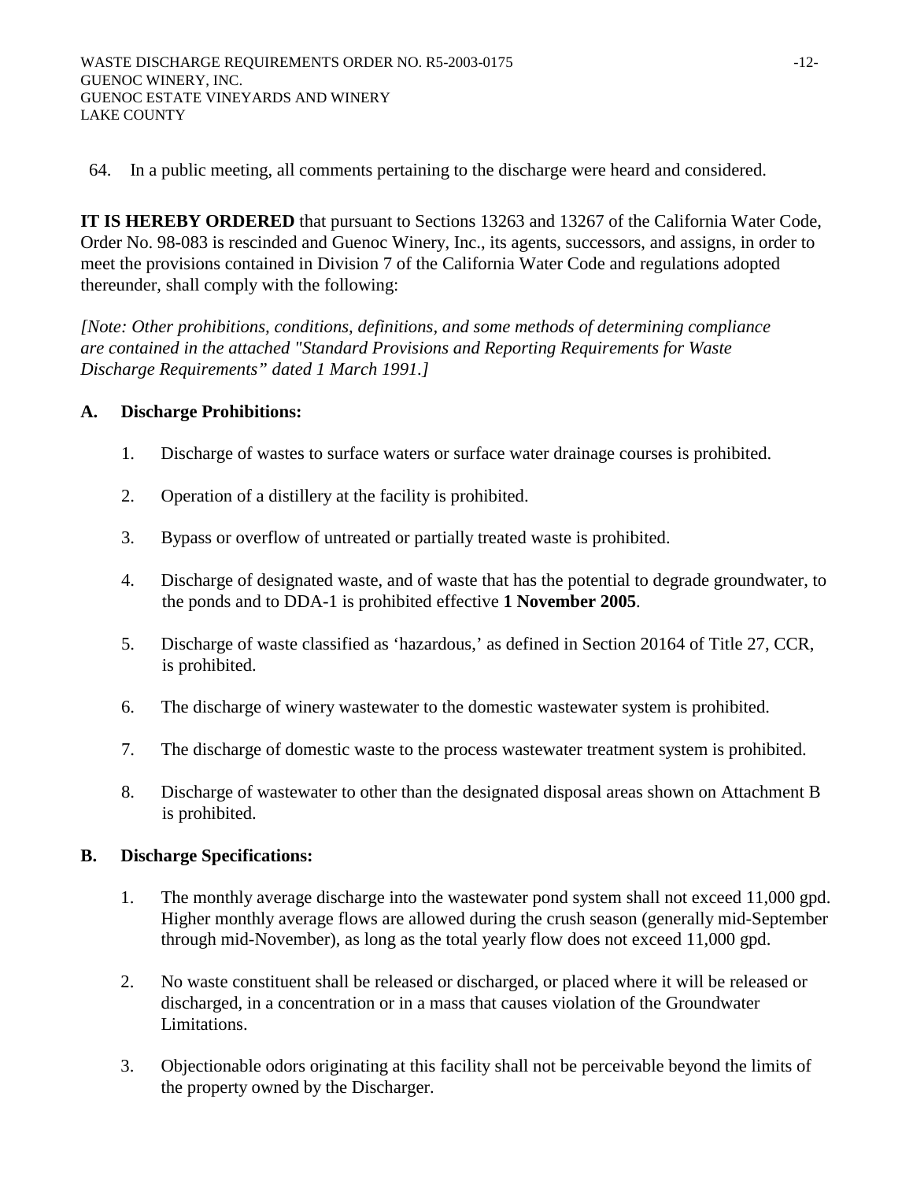64. In a public meeting, all comments pertaining to the discharge were heard and considered.

**IT IS HEREBY ORDERED** that pursuant to Sections 13263 and 13267 of the California Water Code, Order No. 98-083 is rescinded and Guenoc Winery, Inc., its agents, successors, and assigns, in order to meet the provisions contained in Division 7 of the California Water Code and regulations adopted thereunder, shall comply with the following:

*[Note: Other prohibitions, conditions, definitions, and some methods of determining compliance are contained in the attached "Standard Provisions and Reporting Requirements for Waste Discharge Requirements" dated 1 March 1991.]*

## A. Discharge Prohibitions:

1. Discharge of wastes to surface waters or surface water drainage courses is prohibited.

2. Operation of a distillery at the facility is prohibited.

3. Bypass or overflow of untreated or partially treated waste is prohibited.

4. Discharge of designated waste, and of waste that has the potential to degrade groundwater, to the ponds and to DDA-1 is prohibited effective **1 November 2005**.

5. Discharge of waste classified as 'hazardous,' as defined in Section 20164 of Title 27, CCR, is prohibited.

6. The discharge of winery wastewater to the domestic wastewater system is prohibited.

7. The discharge of domestic waste to the process wastewater treatment system is prohibited.

8. Discharge of wastewater to other than the designated disposal areas shown on Attachment B is prohibited.

## B. Discharge Specifications:

1. The monthly average discharge into the wastewater pond system shall not exceed 11,000 gpd. Higher monthly average flows are allowed during the crush season (generally mid-September through mid-November), as long as the total yearly flow does not exceed 11,000 gpd.

2. No waste constituent shall be released or discharged, or placed where it will be released or discharged, in a concentration or in a mass that causes violation of the Groundwater Limitations.

3. Objectionable odors originating at this facility shall not be perceivable beyond the limits of the property owned by the Discharger.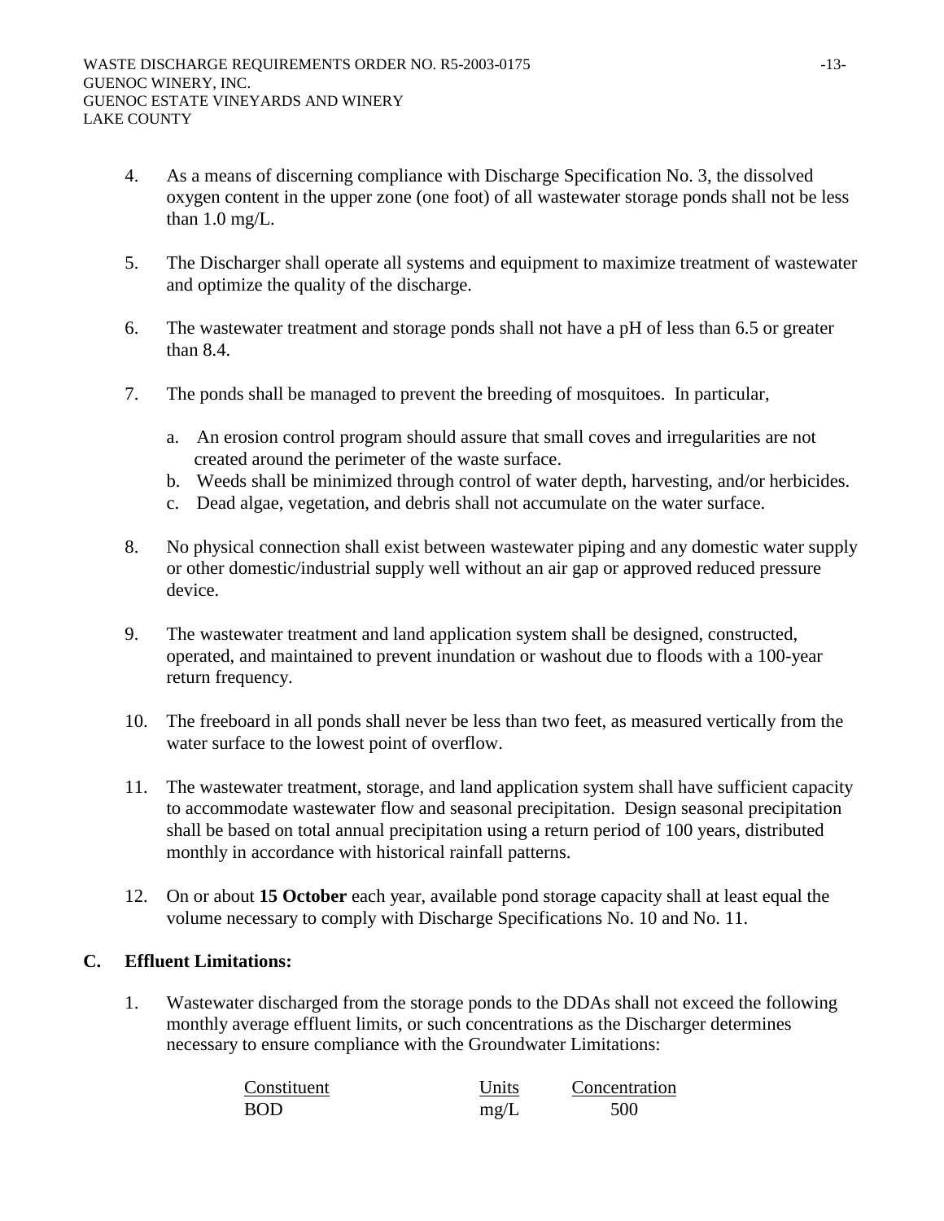4. As a means of discerning compliance with Discharge Specification No. 3, the dissolved oxygen content in the upper zone (one foot) of all wastewater storage ponds shall not be less than 1.0 mg/L.

5. The Discharger shall operate all systems and equipment to maximize treatment of wastewater and optimize the quality of the discharge.

6. The wastewater treatment and storage ponds shall not have a pH of less than 6.5 or greater than 8.4.

7. The ponds shall be managed to prevent the breeding of mosquitoes. In particular,

   a. An erosion control program should assure that small coves and irregularities are not created around the perimeter of the waste surface.
   b. Weeds shall be minimized through control of water depth, harvesting, and/or herbicides.
   c. Dead algae, vegetation, and debris shall not accumulate on the water surface.

8. No physical connection shall exist between wastewater piping and any domestic water supply or other domestic/industrial supply well without an air gap or approved reduced pressure device.

9. The wastewater treatment and land application system shall be designed, constructed, operated, and maintained to prevent inundation or washout due to floods with a 100-year return frequency.

10. The freeboard in all ponds shall never be less than two feet, as measured vertically from the water surface to the lowest point of overflow.

11. The wastewater treatment, storage, and land application system shall have sufficient capacity to accommodate wastewater flow and seasonal precipitation. Design seasonal precipitation shall be based on total annual precipitation using a return period of 100 years, distributed monthly in accordance with historical rainfall patterns.

12. On or about **15 October** each year, available pond storage capacity shall at least equal the volume necessary to comply with Discharge Specifications No. 10 and No. 11.

## C. Effluent Limitations:

1. Wastewater discharged from the storage ponds to the DDAs shall not exceed the following monthly average effluent limits, or such concentrations as the Discharger determines necessary to ensure compliance with the Groundwater Limitations:

| Constituent | Units | Concentration |
|---|---|---|
| BOD | mg/L | 500 |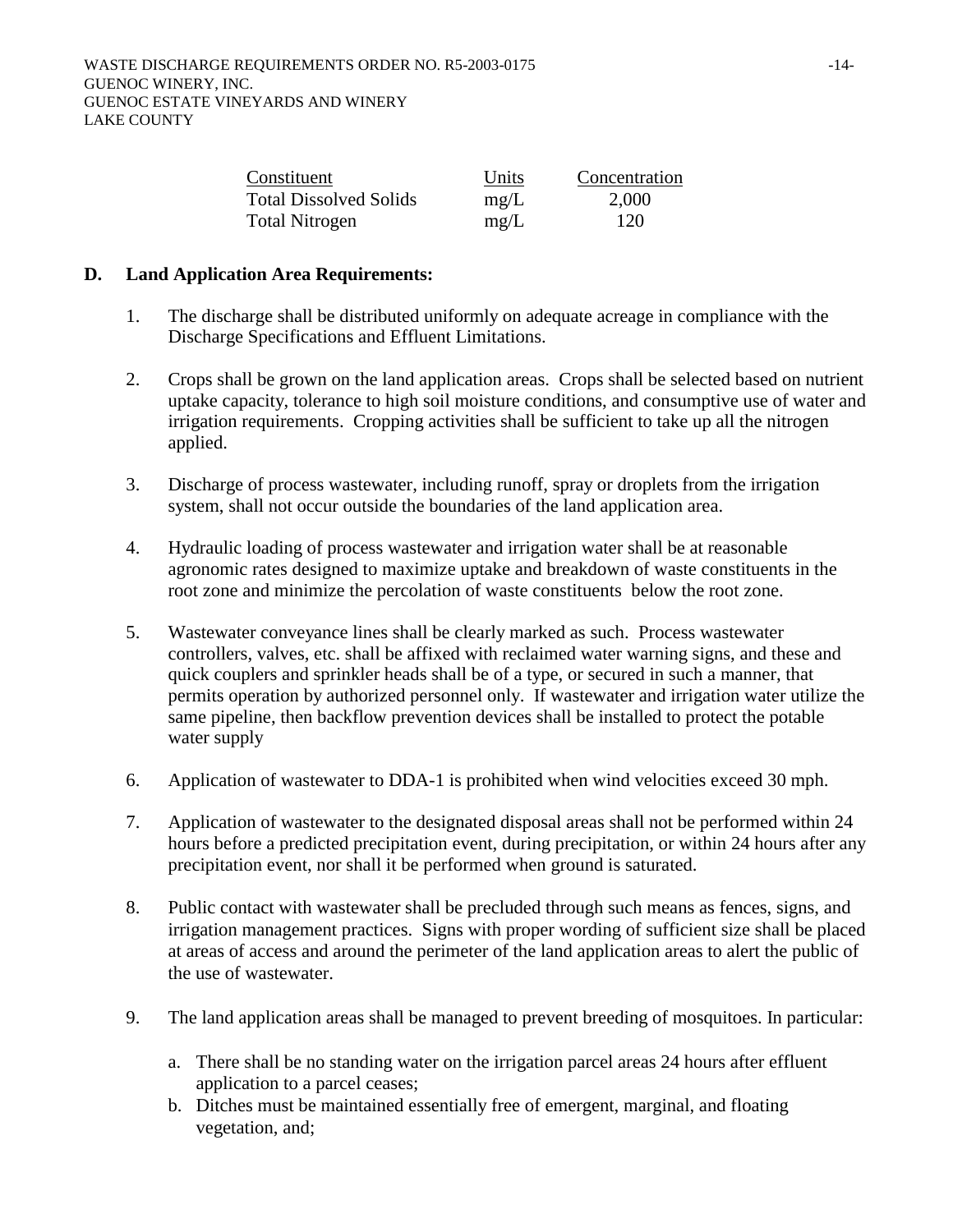| Constituent | Units | Concentration |
|---|---|---|
| Total Dissolved Solids | mg/L | 2,000 |
| Total Nitrogen | mg/L | 120 |

**D. Land Application Area Requirements:**

1. The discharge shall be distributed uniformly on adequate acreage in compliance with the Discharge Specifications and Effluent Limitations.

2. Crops shall be grown on the land application areas. Crops shall be selected based on nutrient uptake capacity, tolerance to high soil moisture conditions, and consumptive use of water and irrigation requirements. Cropping activities shall be sufficient to take up all the nitrogen applied.

3. Discharge of process wastewater, including runoff, spray or droplets from the irrigation system, shall not occur outside the boundaries of the land application area.

4. Hydraulic loading of process wastewater and irrigation water shall be at reasonable agronomic rates designed to maximize uptake and breakdown of waste constituents in the root zone and minimize the percolation of waste constituents below the root zone.

5. Wastewater conveyance lines shall be clearly marked as such. Process wastewater controllers, valves, etc. shall be affixed with reclaimed water warning signs, and these and quick couplers and sprinkler heads shall be of a type, or secured in such a manner, that permits operation by authorized personnel only. If wastewater and irrigation water utilize the same pipeline, then backflow prevention devices shall be installed to protect the potable water supply

6. Application of wastewater to DDA-1 is prohibited when wind velocities exceed 30 mph.

7. Application of wastewater to the designated disposal areas shall not be performed within 24 hours before a predicted precipitation event, during precipitation, or within 24 hours after any precipitation event, nor shall it be performed when ground is saturated.

8. Public contact with wastewater shall be precluded through such means as fences, signs, and irrigation management practices. Signs with proper wording of sufficient size shall be placed at areas of access and around the perimeter of the land application areas to alert the public of the use of wastewater.

9. The land application areas shall be managed to prevent breeding of mosquitoes. In particular:

   a. There shall be no standing water on the irrigation parcel areas 24 hours after effluent application to a parcel ceases;
   b. Ditches must be maintained essentially free of emergent, marginal, and floating vegetation, and;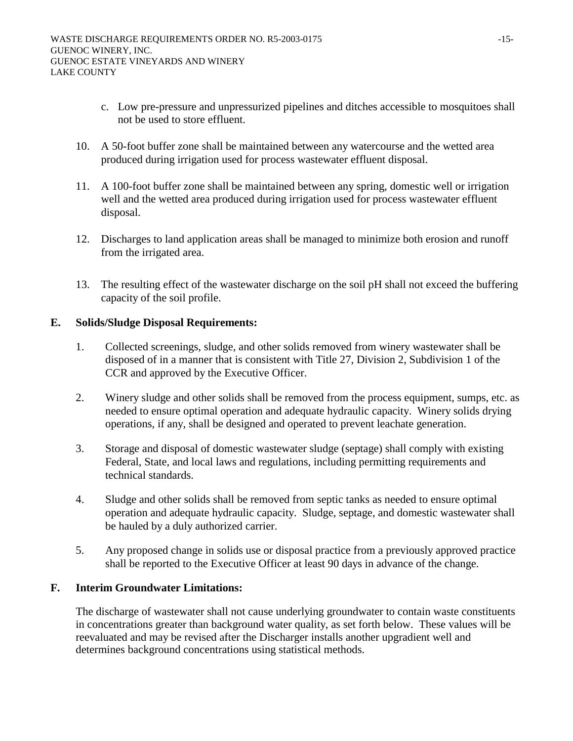c. Low pre-pressure and unpressurized pipelines and ditches accessible to mosquitoes shall not be used to store effluent.

10. A 50-foot buffer zone shall be maintained between any watercourse and the wetted area produced during irrigation used for process wastewater effluent disposal.

11. A 100-foot buffer zone shall be maintained between any spring, domestic well or irrigation well and the wetted area produced during irrigation used for process wastewater effluent disposal.

12. Discharges to land application areas shall be managed to minimize both erosion and runoff from the irrigated area.

13. The resulting effect of the wastewater discharge on the soil pH shall not exceed the buffering capacity of the soil profile.

**E. Solids/Sludge Disposal Requirements:**

1. Collected screenings, sludge, and other solids removed from winery wastewater shall be disposed of in a manner that is consistent with Title 27, Division 2, Subdivision 1 of the CCR and approved by the Executive Officer.

2. Winery sludge and other solids shall be removed from the process equipment, sumps, etc. as needed to ensure optimal operation and adequate hydraulic capacity. Winery solids drying operations, if any, shall be designed and operated to prevent leachate generation.

3. Storage and disposal of domestic wastewater sludge (septage) shall comply with existing Federal, State, and local laws and regulations, including permitting requirements and technical standards.

4. Sludge and other solids shall be removed from septic tanks as needed to ensure optimal operation and adequate hydraulic capacity. Sludge, septage, and domestic wastewater shall be hauled by a duly authorized carrier.

5. Any proposed change in solids use or disposal practice from a previously approved practice shall be reported to the Executive Officer at least 90 days in advance of the change.

**F. Interim Groundwater Limitations:**

The discharge of wastewater shall not cause underlying groundwater to contain waste constituents in concentrations greater than background water quality, as set forth below. These values will be reevaluated and may be revised after the Discharger installs another upgradient well and determines background concentrations using statistical methods.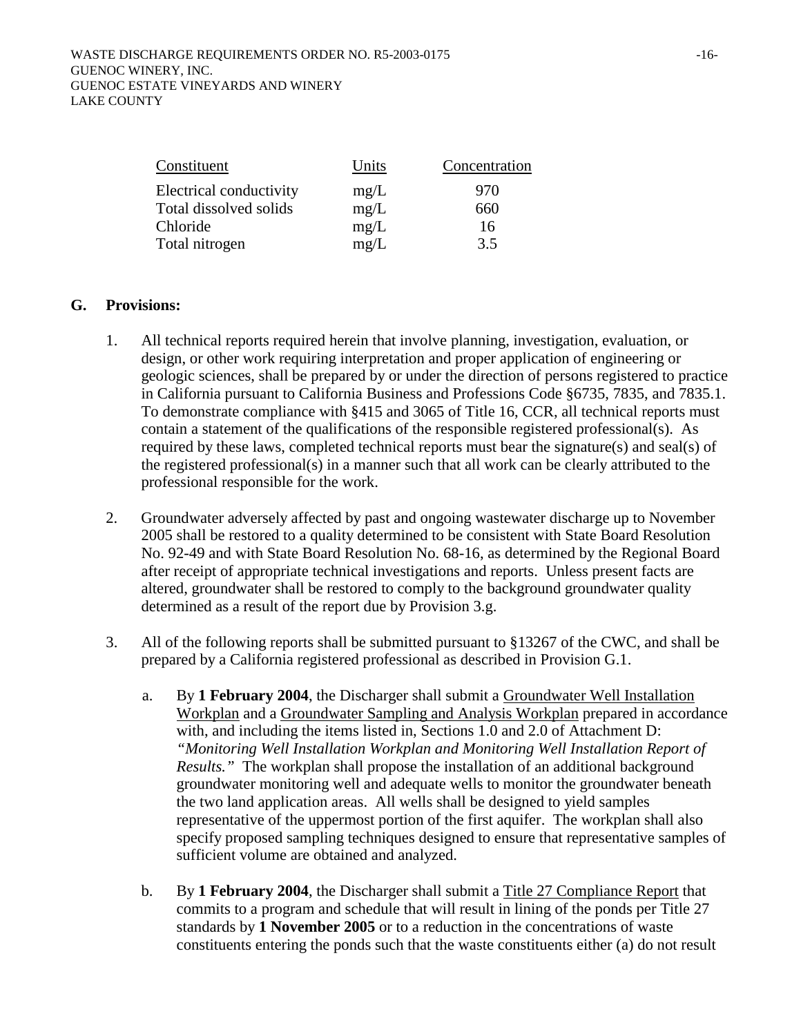| Constituent | Units | Concentration |
|---|---|---|
| Electrical conductivity | mg/L | 970 |
| Total dissolved solids | mg/L | 660 |
| Chloride | mg/L | 16 |
| Total nitrogen | mg/L | 3.5 |

## G. Provisions:

1. All technical reports required herein that involve planning, investigation, evaluation, or design, or other work requiring interpretation and proper application of engineering or geologic sciences, shall be prepared by or under the direction of persons registered to practice in California pursuant to California Business and Professions Code §6735, 7835, and 7835.1. To demonstrate compliance with §415 and 3065 of Title 16, CCR, all technical reports must contain a statement of the qualifications of the responsible registered professional(s). As required by these laws, completed technical reports must bear the signature(s) and seal(s) of the registered professional(s) in a manner such that all work can be clearly attributed to the professional responsible for the work.

2. Groundwater adversely affected by past and ongoing wastewater discharge up to November 2005 shall be restored to a quality determined to be consistent with State Board Resolution No. 92-49 and with State Board Resolution No. 68-16, as determined by the Regional Board after receipt of appropriate technical investigations and reports. Unless present facts are altered, groundwater shall be restored to comply to the background groundwater quality determined as a result of the report due by Provision 3.g.

3. All of the following reports shall be submitted pursuant to §13267 of the CWC, and shall be prepared by a California registered professional as described in Provision G.1.

   a. By **1 February 2004**, the Discharger shall submit a <u>Groundwater Well Installation Workplan</u> and a <u>Groundwater Sampling and Analysis Workplan</u> prepared in accordance with, and including the items listed in, Sections 1.0 and 2.0 of Attachment D: *"Monitoring Well Installation Workplan and Monitoring Well Installation Report of Results."* The workplan shall propose the installation of an additional background groundwater monitoring well and adequate wells to monitor the groundwater beneath the two land application areas. All wells shall be designed to yield samples representative of the uppermost portion of the first aquifer. The workplan shall also specify proposed sampling techniques designed to ensure that representative samples of sufficient volume are obtained and analyzed.

   b. By **1 February 2004**, the Discharger shall submit a <u>Title 27 Compliance Report</u> that commits to a program and schedule that will result in lining of the ponds per Title 27 standards by **1 November 2005** or to a reduction in the concentrations of waste constituents entering the ponds such that the waste constituents either (a) do not result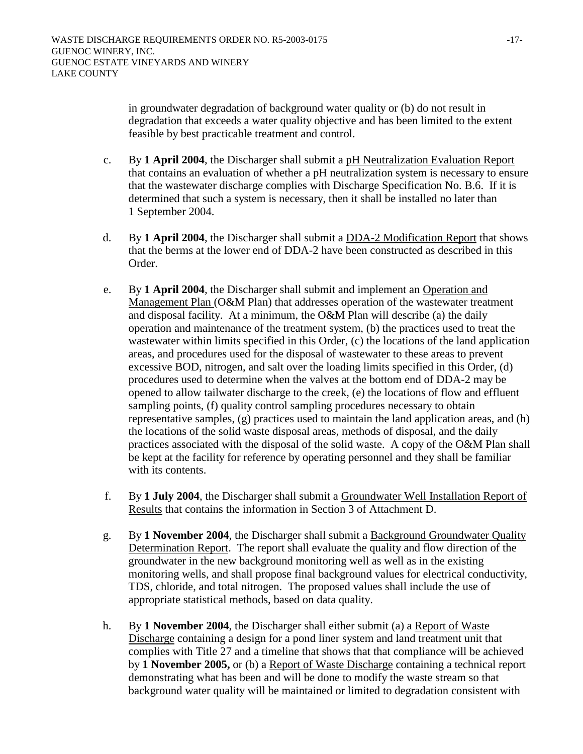in groundwater degradation of background water quality or (b) do not result in degradation that exceeds a water quality objective and has been limited to the extent feasible by best practicable treatment and control.

c. By **1 April 2004**, the Discharger shall submit a pH Neutralization Evaluation Report that contains an evaluation of whether a pH neutralization system is necessary to ensure that the wastewater discharge complies with Discharge Specification No. B.6. If it is determined that such a system is necessary, then it shall be installed no later than 1 September 2004.

d. By **1 April 2004**, the Discharger shall submit a DDA-2 Modification Report that shows that the berms at the lower end of DDA-2 have been constructed as described in this Order.

e. By **1 April 2004**, the Discharger shall submit and implement an Operation and Management Plan (O&M Plan) that addresses operation of the wastewater treatment and disposal facility. At a minimum, the O&M Plan will describe (a) the daily operation and maintenance of the treatment system, (b) the practices used to treat the wastewater within limits specified in this Order, (c) the locations of the land application areas, and procedures used for the disposal of wastewater to these areas to prevent excessive BOD, nitrogen, and salt over the loading limits specified in this Order, (d) procedures used to determine when the valves at the bottom end of DDA-2 may be opened to allow tailwater discharge to the creek, (e) the locations of flow and effluent sampling points, (f) quality control sampling procedures necessary to obtain representative samples, (g) practices used to maintain the land application areas, and (h) the locations of the solid waste disposal areas, methods of disposal, and the daily practices associated with the disposal of the solid waste. A copy of the O&M Plan shall be kept at the facility for reference by operating personnel and they shall be familiar with its contents.

f. By **1 July 2004**, the Discharger shall submit a Groundwater Well Installation Report of Results that contains the information in Section 3 of Attachment D.

g. By **1 November 2004**, the Discharger shall submit a Background Groundwater Quality Determination Report. The report shall evaluate the quality and flow direction of the groundwater in the new background monitoring well as well as in the existing monitoring wells, and shall propose final background values for electrical conductivity, TDS, chloride, and total nitrogen. The proposed values shall include the use of appropriate statistical methods, based on data quality.

h. By **1 November 2004**, the Discharger shall either submit (a) a Report of Waste Discharge containing a design for a pond liner system and land treatment unit that complies with Title 27 and a timeline that shows that that compliance will be achieved by **1 November 2005,** or (b) a Report of Waste Discharge containing a technical report demonstrating what has been and will be done to modify the waste stream so that background water quality will be maintained or limited to degradation consistent with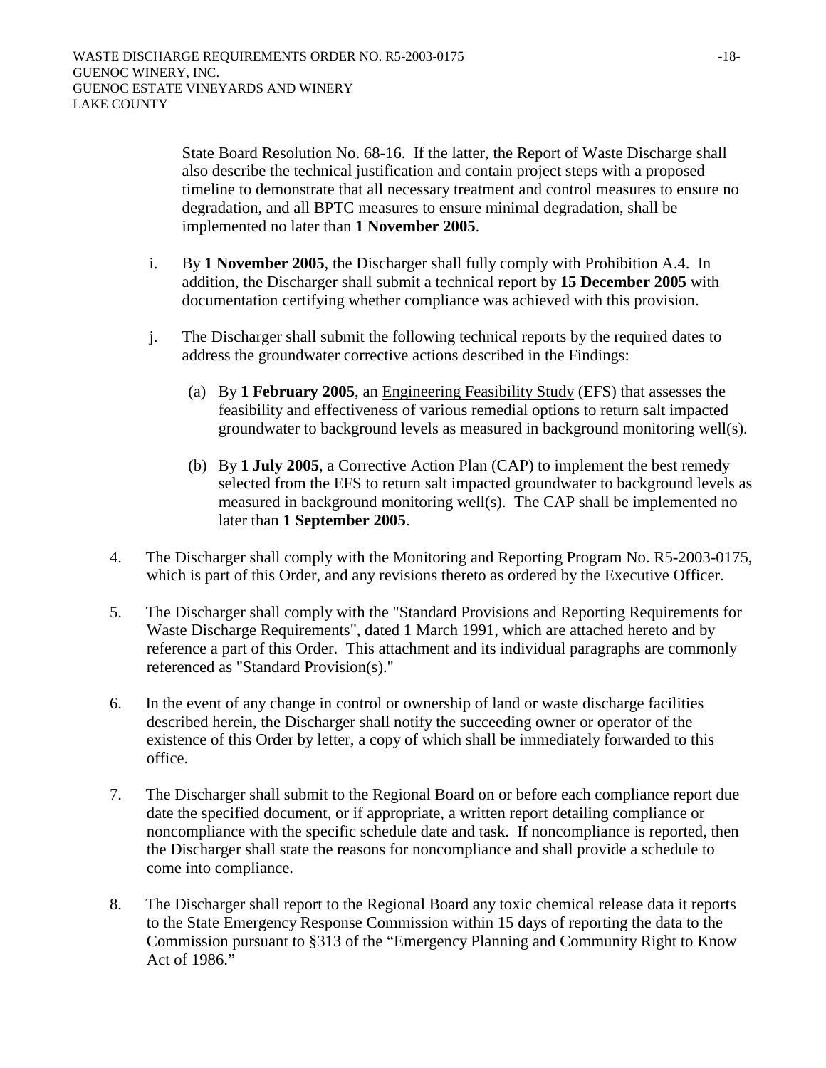State Board Resolution No. 68-16. If the latter, the Report of Waste Discharge shall also describe the technical justification and contain project steps with a proposed timeline to demonstrate that all necessary treatment and control measures to ensure no degradation, and all BPTC measures to ensure minimal degradation, shall be implemented no later than **1 November 2005**.

i. By **1 November 2005**, the Discharger shall fully comply with Prohibition A.4. In addition, the Discharger shall submit a technical report by **15 December 2005** with documentation certifying whether compliance was achieved with this provision.

j. The Discharger shall submit the following technical reports by the required dates to address the groundwater corrective actions described in the Findings:

   (a) By **1 February 2005**, an Engineering Feasibility Study (EFS) that assesses the feasibility and effectiveness of various remedial options to return salt impacted groundwater to background levels as measured in background monitoring well(s).

   (b) By **1 July 2005**, a Corrective Action Plan (CAP) to implement the best remedy selected from the EFS to return salt impacted groundwater to background levels as measured in background monitoring well(s). The CAP shall be implemented no later than **1 September 2005**.

4. The Discharger shall comply with the Monitoring and Reporting Program No. R5-2003-0175, which is part of this Order, and any revisions thereto as ordered by the Executive Officer.

5. The Discharger shall comply with the "Standard Provisions and Reporting Requirements for Waste Discharge Requirements", dated 1 March 1991, which are attached hereto and by reference a part of this Order. This attachment and its individual paragraphs are commonly referenced as "Standard Provision(s)."

6. In the event of any change in control or ownership of land or waste discharge facilities described herein, the Discharger shall notify the succeeding owner or operator of the existence of this Order by letter, a copy of which shall be immediately forwarded to this office.

7. The Discharger shall submit to the Regional Board on or before each compliance report due date the specified document, or if appropriate, a written report detailing compliance or noncompliance with the specific schedule date and task. If noncompliance is reported, then the Discharger shall state the reasons for noncompliance and shall provide a schedule to come into compliance.

8. The Discharger shall report to the Regional Board any toxic chemical release data it reports to the State Emergency Response Commission within 15 days of reporting the data to the Commission pursuant to §313 of the "Emergency Planning and Community Right to Know Act of 1986."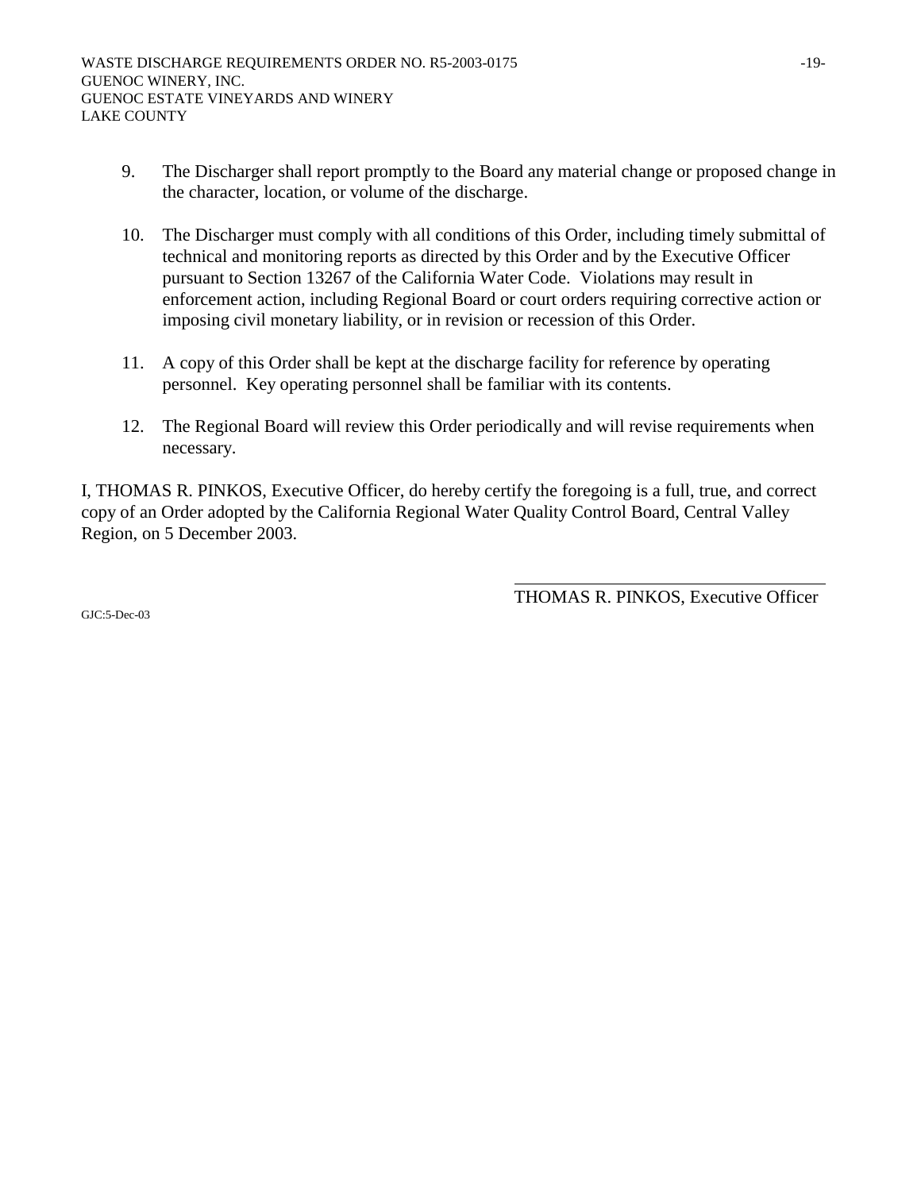9. The Discharger shall report promptly to the Board any material change or proposed change in the character, location, or volume of the discharge.

10. The Discharger must comply with all conditions of this Order, including timely submittal of technical and monitoring reports as directed by this Order and by the Executive Officer pursuant to Section 13267 of the California Water Code. Violations may result in enforcement action, including Regional Board or court orders requiring corrective action or imposing civil monetary liability, or in revision or recession of this Order.

11. A copy of this Order shall be kept at the discharge facility for reference by operating personnel. Key operating personnel shall be familiar with its contents.

12. The Regional Board will review this Order periodically and will revise requirements when necessary.

I, THOMAS R. PINKOS, Executive Officer, do hereby certify the foregoing is a full, true, and correct copy of an Order adopted by the California Regional Water Quality Control Board, Central Valley Region, on 5 December 2003.

THOMAS R. PINKOS, Executive Officer

GJC:5-Dec-03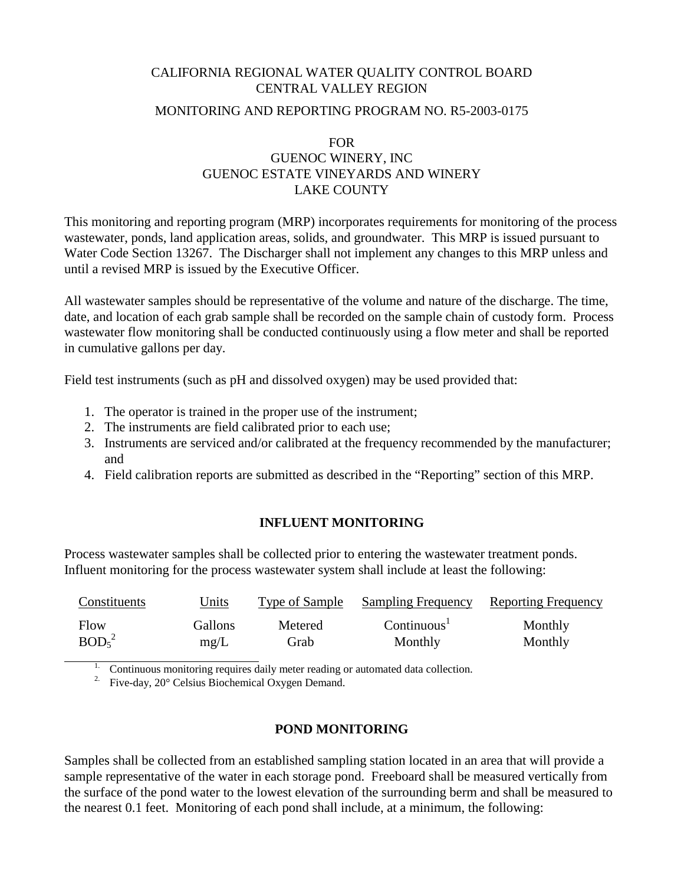CALIFORNIA REGIONAL WATER QUALITY CONTROL BOARD
CENTRAL VALLEY REGION

MONITORING AND REPORTING PROGRAM NO. R5-2003-0175

FOR
GUENOC WINERY, INC
GUENOC ESTATE VINEYARDS AND WINERY
LAKE COUNTY

This monitoring and reporting program (MRP) incorporates requirements for monitoring of the process wastewater, ponds, land application areas, solids, and groundwater. This MRP is issued pursuant to Water Code Section 13267. The Discharger shall not implement any changes to this MRP unless and until a revised MRP is issued by the Executive Officer.

All wastewater samples should be representative of the volume and nature of the discharge. The time, date, and location of each grab sample shall be recorded on the sample chain of custody form. Process wastewater flow monitoring shall be conducted continuously using a flow meter and shall be reported in cumulative gallons per day.

Field test instruments (such as pH and dissolved oxygen) may be used provided that:

1. The operator is trained in the proper use of the instrument;
2. The instruments are field calibrated prior to each use;
3. Instruments are serviced and/or calibrated at the frequency recommended by the manufacturer; and
4. Field calibration reports are submitted as described in the "Reporting" section of this MRP.

## INFLUENT MONITORING

Process wastewater samples shall be collected prior to entering the wastewater treatment ponds. Influent monitoring for the process wastewater system shall include at least the following:

| Constituents | Units | Type of Sample | Sampling Frequency | Reporting Frequency |
|---|---|---|---|---|
| Flow | Gallons | Metered | Continuous[1] | Monthly |
| $BOD_5$[2] | mg/L | Grab | Monthly | Monthly |

1. Continuous monitoring requires daily meter reading or automated data collection.
2. Five-day, 20° Celsius Biochemical Oxygen Demand.

## POND MONITORING

Samples shall be collected from an established sampling station located in an area that will provide a sample representative of the water in each storage pond. Freeboard shall be measured vertically from the surface of the pond water to the lowest elevation of the surrounding berm and shall be measured to the nearest 0.1 feet. Monitoring of each pond shall include, at a minimum, the following: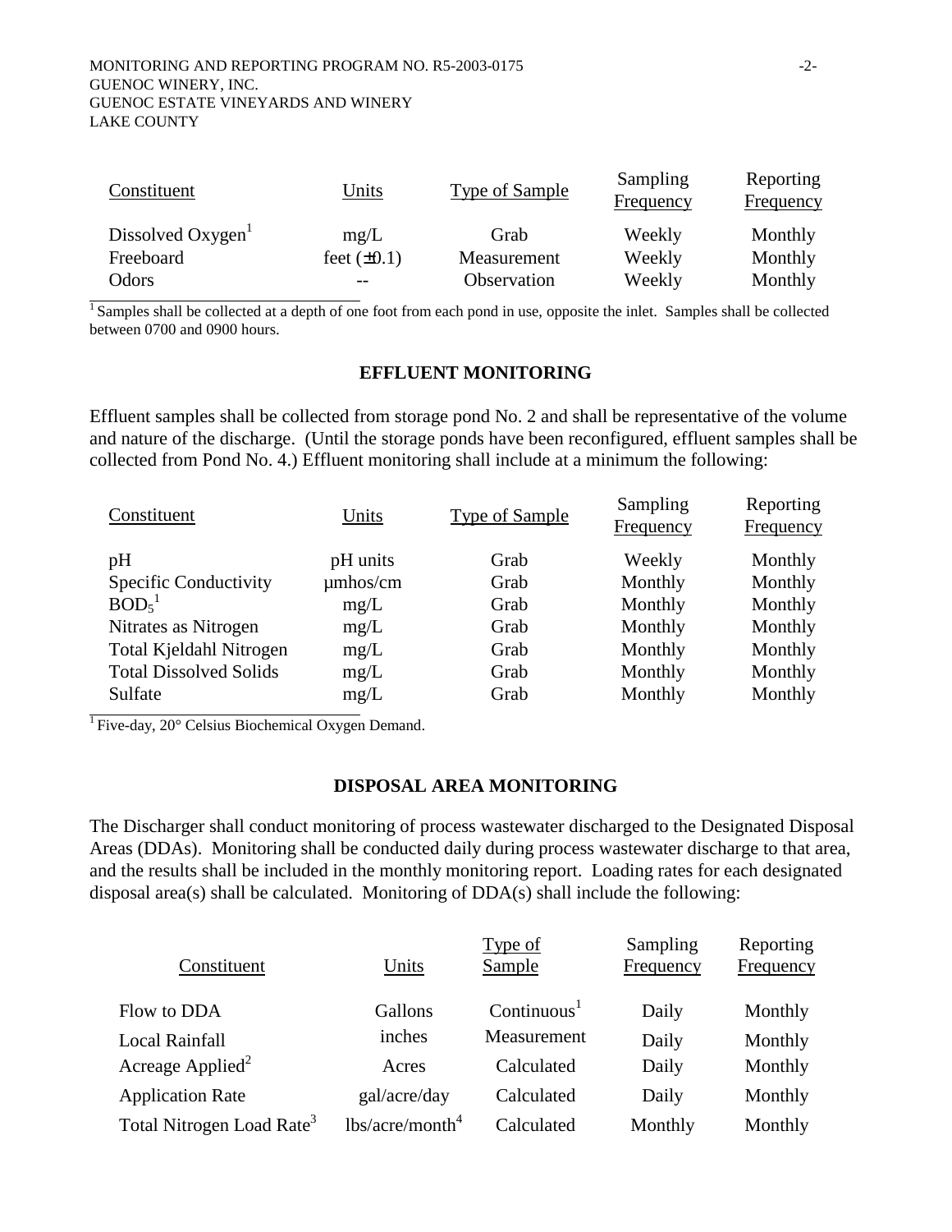| Constituent | Units | Type of Sample | Sampling Frequency | Reporting Frequency |
|---|---|---|---|---|
| Dissolved Oxygen[1] | mg/L | Grab | Weekly | Monthly |
| Freeboard | feet (±0.1) | Measurement | Weekly | Monthly |
| Odors | -- | Observation | Weekly | Monthly |

[1] Samples shall be collected at a depth of one foot from each pond in use, opposite the inlet. Samples shall be collected between 0700 and 0900 hours.

## EFFLUENT MONITORING

Effluent samples shall be collected from storage pond No. 2 and shall be representative of the volume and nature of the discharge. (Until the storage ponds have been reconfigured, effluent samples shall be collected from Pond No. 4.) Effluent monitoring shall include at a minimum the following:

| Constituent | Units | Type of Sample | Sampling Frequency | Reporting Frequency |
|---|---|---|---|---|
| pH | pH units | Grab | Weekly | Monthly |
| Specific Conductivity | µmhos/cm | Grab | Monthly | Monthly |
| $BOD_5$[1] | mg/L | Grab | Monthly | Monthly |
| Nitrates as Nitrogen | mg/L | Grab | Monthly | Monthly |
| Total Kjeldahl Nitrogen | mg/L | Grab | Monthly | Monthly |
| Total Dissolved Solids | mg/L | Grab | Monthly | Monthly |
| Sulfate | mg/L | Grab | Monthly | Monthly |

[1] Five-day, 20° Celsius Biochemical Oxygen Demand.

## DISPOSAL AREA MONITORING

The Discharger shall conduct monitoring of process wastewater discharged to the Designated Disposal Areas (DDAs). Monitoring shall be conducted daily during process wastewater discharge to that area, and the results shall be included in the monthly monitoring report. Loading rates for each designated disposal area(s) shall be calculated. Monitoring of DDA(s) shall include the following:

| Constituent | Units | Type of Sample | Sampling Frequency | Reporting Frequency |
|---|---|---|---|---|
| Flow to DDA | Gallons | Continuous[1] | Daily | Monthly |
| Local Rainfall | inches | Measurement | Daily | Monthly |
| Acreage Applied[2] | Acres | Calculated | Daily | Monthly |
| Application Rate | gal/acre/day | Calculated | Daily | Monthly |
| Total Nitrogen Load Rate[3] | lbs/acre/month[4] | Calculated | Monthly | Monthly |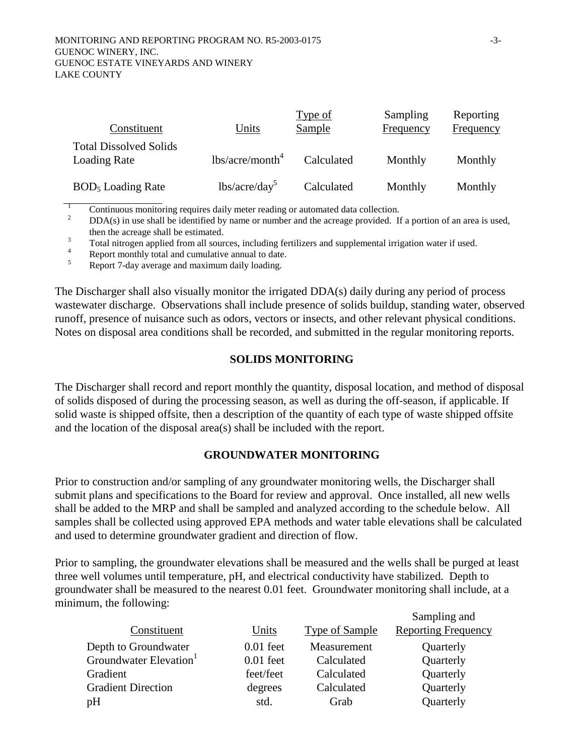| Constituent | Units | Type of Sample | Sampling Frequency | Reporting Frequency |
|---|---|---|---|---|
| Total Dissolved Solids Loading Rate | lbs/acre/month[4] | Calculated | Monthly | Monthly |
| $BOD_5$ Loading Rate | lbs/acre/day[5] | Calculated | Monthly | Monthly |

[1] Continuous monitoring requires daily meter reading or automated data collection.
[2] DDA(s) in use shall be identified by name or number and the acreage provided. If a portion of an area is used, then the acreage shall be estimated.
[3] Total nitrogen applied from all sources, including fertilizers and supplemental irrigation water if used.
[4] Report monthly total and cumulative annual to date.
[5] Report 7-day average and maximum daily loading.

The Discharger shall also visually monitor the irrigated DDA(s) daily during any period of process wastewater discharge. Observations shall include presence of solids buildup, standing water, observed runoff, presence of nuisance such as odors, vectors or insects, and other relevant physical conditions. Notes on disposal area conditions shall be recorded, and submitted in the regular monitoring reports.

## SOLIDS MONITORING

The Discharger shall record and report monthly the quantity, disposal location, and method of disposal of solids disposed of during the processing season, as well as during the off-season, if applicable. If solid waste is shipped offsite, then a description of the quantity of each type of waste shipped offsite and the location of the disposal area(s) shall be included with the report.

## GROUNDWATER MONITORING

Prior to construction and/or sampling of any groundwater monitoring wells, the Discharger shall submit plans and specifications to the Board for review and approval. Once installed, all new wells shall be added to the MRP and shall be sampled and analyzed according to the schedule below. All samples shall be collected using approved EPA methods and water table elevations shall be calculated and used to determine groundwater gradient and direction of flow.

Prior to sampling, the groundwater elevations shall be measured and the wells shall be purged at least three well volumes until temperature, pH, and electrical conductivity have stabilized. Depth to groundwater shall be measured to the nearest 0.01 feet. Groundwater monitoring shall include, at a minimum, the following:

| Constituent | Units | Type of Sample | Sampling and Reporting Frequency |
|---|---|---|---|
| Depth to Groundwater | 0.01 feet | Measurement | Quarterly |
| Groundwater Elevation[1] | 0.01 feet | Calculated | Quarterly |
| Gradient | feet/feet | Calculated | Quarterly |
| Gradient Direction | degrees | Calculated | Quarterly |
| pH | std. | Grab | Quarterly |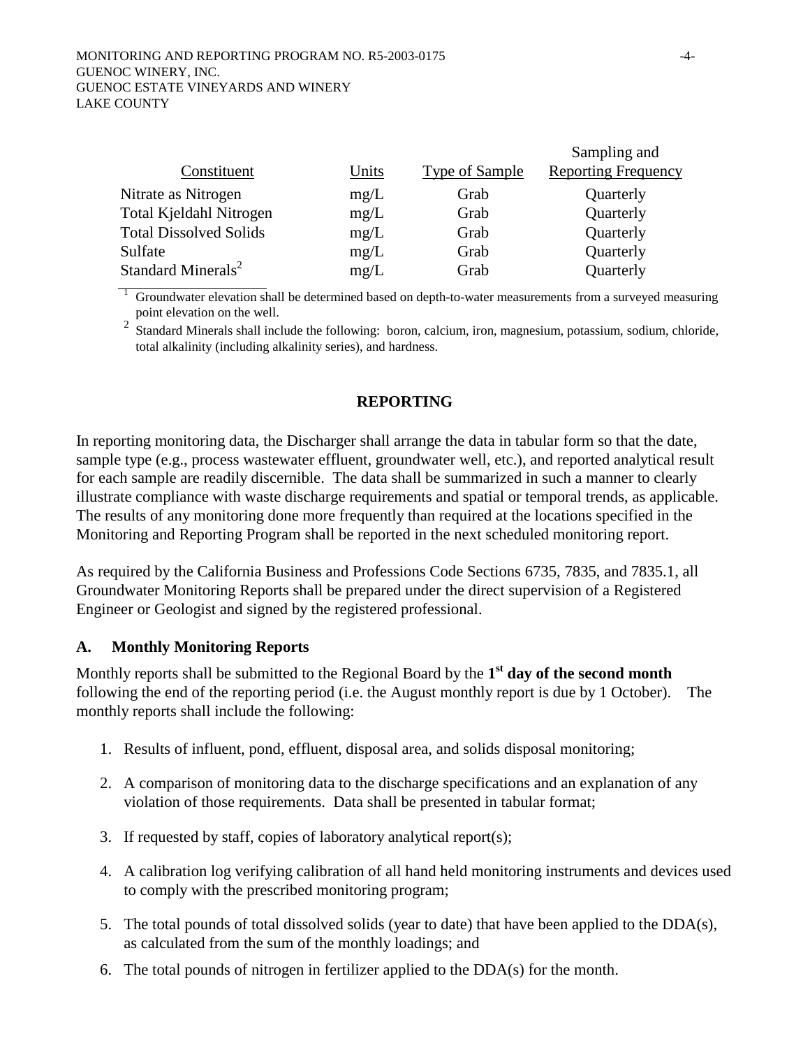| Constituent | Units | Type of Sample | Sampling and Reporting Frequency |
|---|---|---|---|
| Nitrate as Nitrogen | mg/L | Grab | Quarterly |
| Total Kjeldahl Nitrogen | mg/L | Grab | Quarterly |
| Total Dissolved Solids | mg/L | Grab | Quarterly |
| Sulfate | mg/L | Grab | Quarterly |
| Standard Minerals[2] | mg/L | Grab | Quarterly |

[1] Groundwater elevation shall be determined based on depth-to-water measurements from a surveyed measuring point elevation on the well.

[2] Standard Minerals shall include the following: boron, calcium, iron, magnesium, potassium, sodium, chloride, total alkalinity (including alkalinity series), and hardness.

## REPORTING

In reporting monitoring data, the Discharger shall arrange the data in tabular form so that the date, sample type (e.g., process wastewater effluent, groundwater well, etc.), and reported analytical result for each sample are readily discernible. The data shall be summarized in such a manner to clearly illustrate compliance with waste discharge requirements and spatial or temporal trends, as applicable. The results of any monitoring done more frequently than required at the locations specified in the Monitoring and Reporting Program shall be reported in the next scheduled monitoring report.

As required by the California Business and Professions Code Sections 6735, 7835, and 7835.1, all Groundwater Monitoring Reports shall be prepared under the direct supervision of a Registered Engineer or Geologist and signed by the registered professional.

### A. Monthly Monitoring Reports

Monthly reports shall be submitted to the Regional Board by the **1st day of the second month** following the end of the reporting period (i.e. the August monthly report is due by 1 October). The monthly reports shall include the following:

1. Results of influent, pond, effluent, disposal area, and solids disposal monitoring;
2. A comparison of monitoring data to the discharge specifications and an explanation of any violation of those requirements. Data shall be presented in tabular format;
3. If requested by staff, copies of laboratory analytical report(s);
4. A calibration log verifying calibration of all hand held monitoring instruments and devices used to comply with the prescribed monitoring program;
5. The total pounds of total dissolved solids (year to date) that have been applied to the DDA(s), as calculated from the sum of the monthly loadings; and
6. The total pounds of nitrogen in fertilizer applied to the DDA(s) for the month.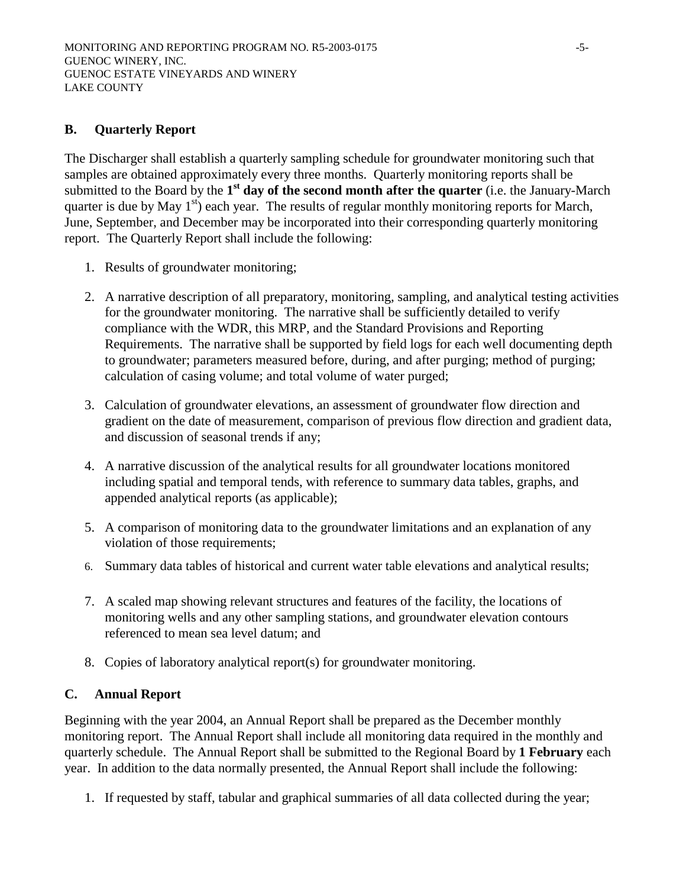## B. Quarterly Report

The Discharger shall establish a quarterly sampling schedule for groundwater monitoring such that samples are obtained approximately every three months. Quarterly monitoring reports shall be submitted to the Board by the **1st day of the second month after the quarter** (i.e. the January-March quarter is due by May 1st) each year. The results of regular monthly monitoring reports for March, June, September, and December may be incorporated into their corresponding quarterly monitoring report. The Quarterly Report shall include the following:

1. Results of groundwater monitoring;
2. A narrative description of all preparatory, monitoring, sampling, and analytical testing activities for the groundwater monitoring. The narrative shall be sufficiently detailed to verify compliance with the WDR, this MRP, and the Standard Provisions and Reporting Requirements. The narrative shall be supported by field logs for each well documenting depth to groundwater; parameters measured before, during, and after purging; method of purging; calculation of casing volume; and total volume of water purged;
3. Calculation of groundwater elevations, an assessment of groundwater flow direction and gradient on the date of measurement, comparison of previous flow direction and gradient data, and discussion of seasonal trends if any;
4. A narrative discussion of the analytical results for all groundwater locations monitored including spatial and temporal tends, with reference to summary data tables, graphs, and appended analytical reports (as applicable);
5. A comparison of monitoring data to the groundwater limitations and an explanation of any violation of those requirements;
6. Summary data tables of historical and current water table elevations and analytical results;
7. A scaled map showing relevant structures and features of the facility, the locations of monitoring wells and any other sampling stations, and groundwater elevation contours referenced to mean sea level datum; and
8. Copies of laboratory analytical report(s) for groundwater monitoring.

## C. Annual Report

Beginning with the year 2004, an Annual Report shall be prepared as the December monthly monitoring report. The Annual Report shall include all monitoring data required in the monthly and quarterly schedule. The Annual Report shall be submitted to the Regional Board by **1 February** each year. In addition to the data normally presented, the Annual Report shall include the following:

1. If requested by staff, tabular and graphical summaries of all data collected during the year;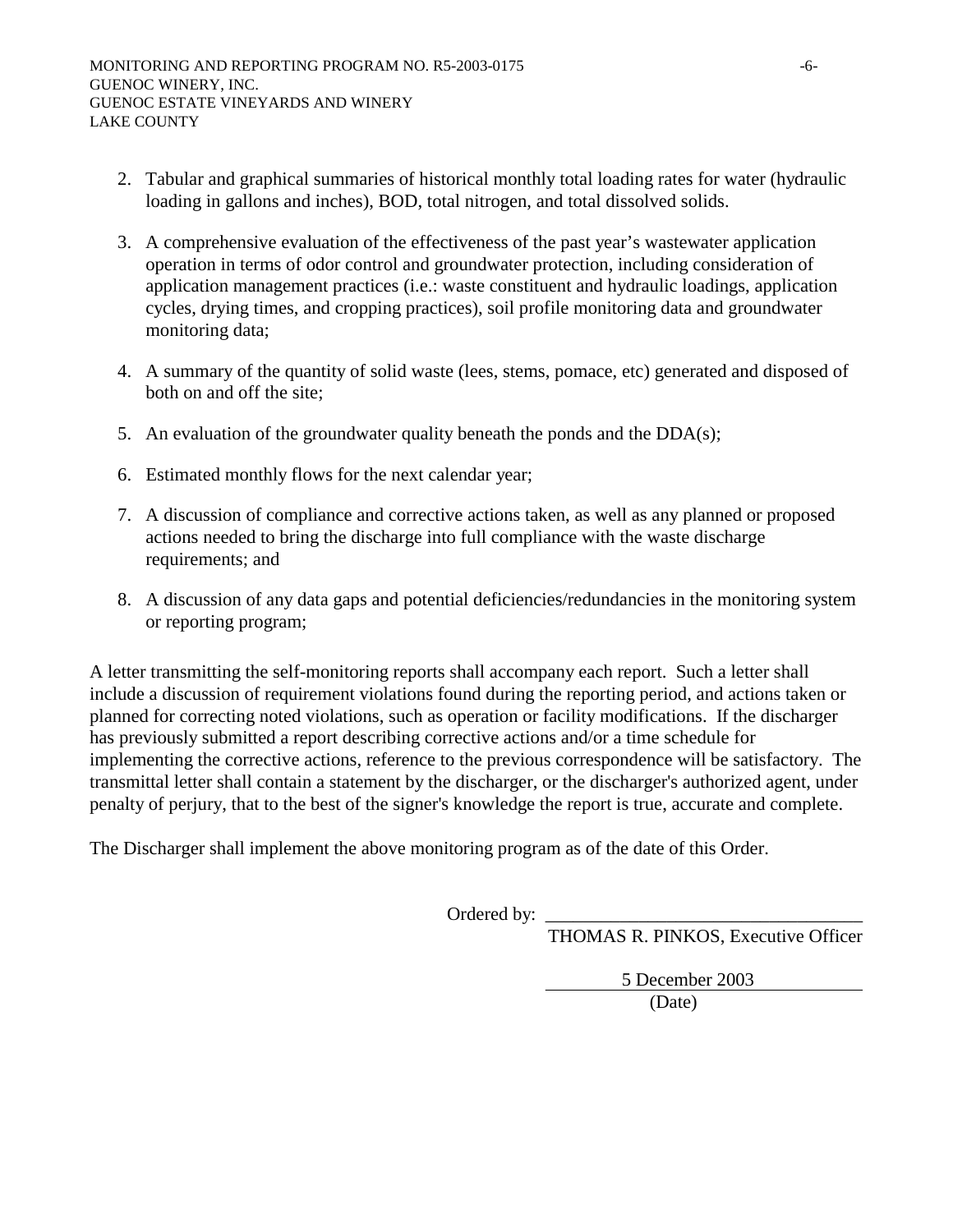2. Tabular and graphical summaries of historical monthly total loading rates for water (hydraulic loading in gallons and inches), BOD, total nitrogen, and total dissolved solids.

3. A comprehensive evaluation of the effectiveness of the past year's wastewater application operation in terms of odor control and groundwater protection, including consideration of application management practices (i.e.: waste constituent and hydraulic loadings, application cycles, drying times, and cropping practices), soil profile monitoring data and groundwater monitoring data;

4. A summary of the quantity of solid waste (lees, stems, pomace, etc) generated and disposed of both on and off the site;

5. An evaluation of the groundwater quality beneath the ponds and the DDA(s);

6. Estimated monthly flows for the next calendar year;

7. A discussion of compliance and corrective actions taken, as well as any planned or proposed actions needed to bring the discharge into full compliance with the waste discharge requirements; and

8. A discussion of any data gaps and potential deficiencies/redundancies in the monitoring system or reporting program;

A letter transmitting the self-monitoring reports shall accompany each report. Such a letter shall include a discussion of requirement violations found during the reporting period, and actions taken or planned for correcting noted violations, such as operation or facility modifications. If the discharger has previously submitted a report describing corrective actions and/or a time schedule for implementing the corrective actions, reference to the previous correspondence will be satisfactory. The transmittal letter shall contain a statement by the discharger, or the discharger's authorized agent, under penalty of perjury, that to the best of the signer's knowledge the report is true, accurate and complete.

The Discharger shall implement the above monitoring program as of the date of this Order.

Ordered by: ________________________________
THOMAS R. PINKOS, Executive Officer

5 December 2003
(Date)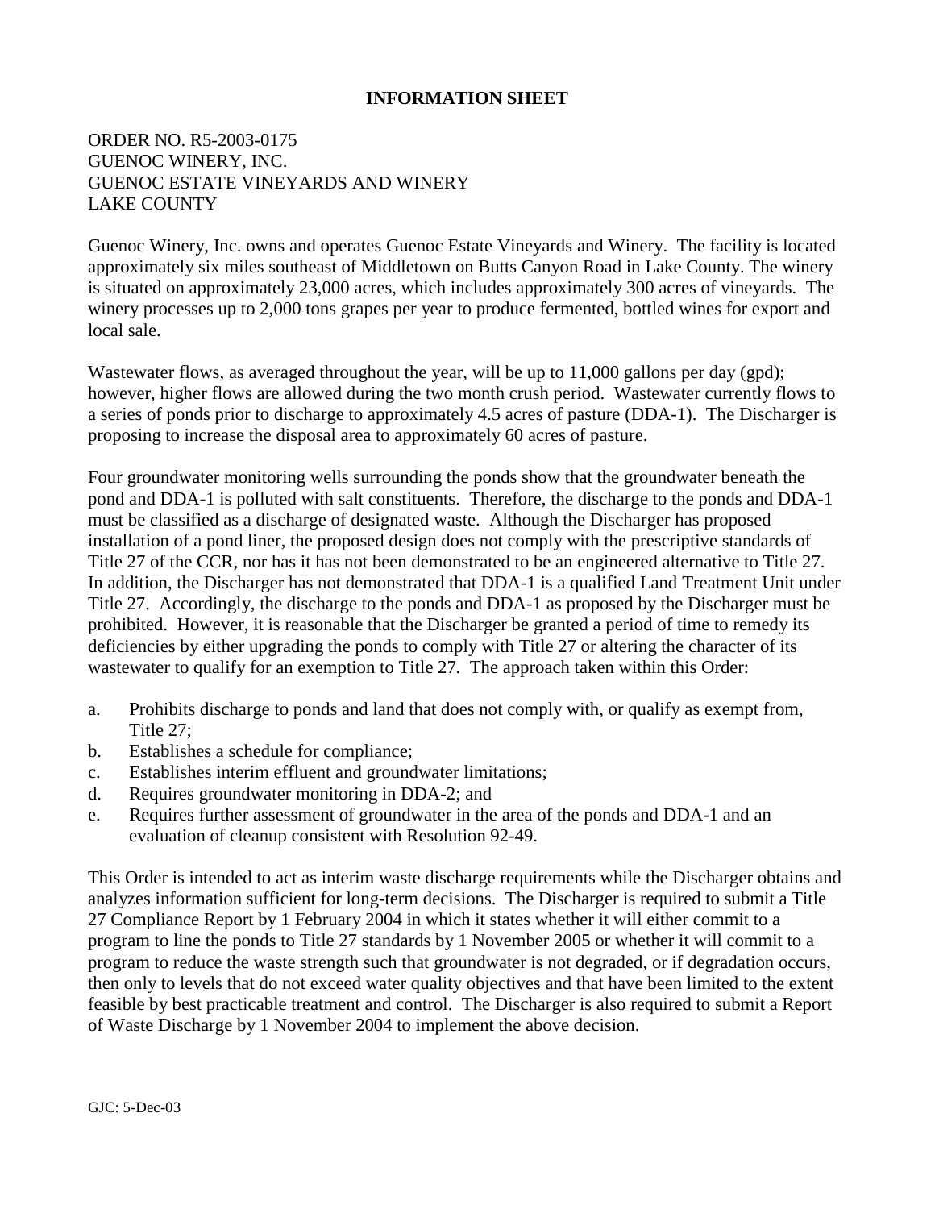**INFORMATION SHEET**

ORDER NO. R5-2003-0175
GUENOC WINERY, INC.
GUENOC ESTATE VINEYARDS AND WINERY
LAKE COUNTY

Guenoc Winery, Inc. owns and operates Guenoc Estate Vineyards and Winery. The facility is located approximately six miles southeast of Middletown on Butts Canyon Road in Lake County. The winery is situated on approximately 23,000 acres, which includes approximately 300 acres of vineyards. The winery processes up to 2,000 tons grapes per year to produce fermented, bottled wines for export and local sale.

Wastewater flows, as averaged throughout the year, will be up to 11,000 gallons per day (gpd); however, higher flows are allowed during the two month crush period. Wastewater currently flows to a series of ponds prior to discharge to approximately 4.5 acres of pasture (DDA-1). The Discharger is proposing to increase the disposal area to approximately 60 acres of pasture.

Four groundwater monitoring wells surrounding the ponds show that the groundwater beneath the pond and DDA-1 is polluted with salt constituents. Therefore, the discharge to the ponds and DDA-1 must be classified as a discharge of designated waste. Although the Discharger has proposed installation of a pond liner, the proposed design does not comply with the prescriptive standards of Title 27 of the CCR, nor has it has not been demonstrated to be an engineered alternative to Title 27. In addition, the Discharger has not demonstrated that DDA-1 is a qualified Land Treatment Unit under Title 27. Accordingly, the discharge to the ponds and DDA-1 as proposed by the Discharger must be prohibited. However, it is reasonable that the Discharger be granted a period of time to remedy its deficiencies by either upgrading the ponds to comply with Title 27 or altering the character of its wastewater to qualify for an exemption to Title 27. The approach taken within this Order:

a. Prohibits discharge to ponds and land that does not comply with, or qualify as exempt from, Title 27;
b. Establishes a schedule for compliance;
c. Establishes interim effluent and groundwater limitations;
d. Requires groundwater monitoring in DDA-2; and
e. Requires further assessment of groundwater in the area of the ponds and DDA-1 and an evaluation of cleanup consistent with Resolution 92-49.

This Order is intended to act as interim waste discharge requirements while the Discharger obtains and analyzes information sufficient for long-term decisions. The Discharger is required to submit a Title 27 Compliance Report by 1 February 2004 in which it states whether it will either commit to a program to line the ponds to Title 27 standards by 1 November 2005 or whether it will commit to a program to reduce the waste strength such that groundwater is not degraded, or if degradation occurs, then only to levels that do not exceed water quality objectives and that have been limited to the extent feasible by best practicable treatment and control. The Discharger is also required to submit a Report of Waste Discharge by 1 November 2004 to implement the above decision.

GJC: 5-Dec-03